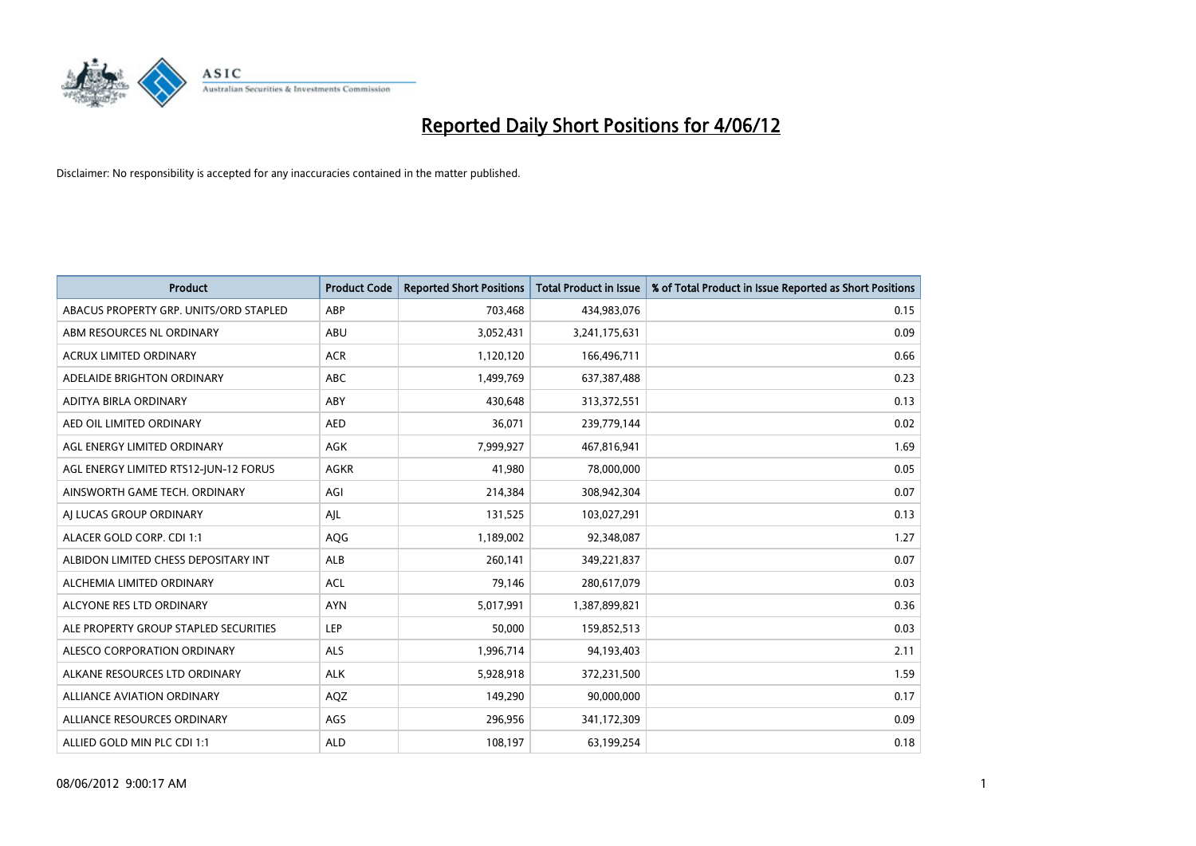# Reported Daily Short Positions for 4/06/12

Disclaimer: No responsibility is accepted for any inaccuracies contained in the matter published.

| Product | Product Code | Reported Short Positions | Total Product in Issue | % of Total Product in Issue Reported as Short Positions |
|---|---|---|---|---|
| ABACUS PROPERTY GRP. UNITS/ORD STAPLED | ABP | 703,468 | 434,983,076 | 0.15 |
| ABM RESOURCES NL ORDINARY | ABU | 3,052,431 | 3,241,175,631 | 0.09 |
| ACRUX LIMITED ORDINARY | ACR | 1,120,120 | 166,496,711 | 0.66 |
| ADELAIDE BRIGHTON ORDINARY | ABC | 1,499,769 | 637,387,488 | 0.23 |
| ADITYA BIRLA ORDINARY | ABY | 430,648 | 313,372,551 | 0.13 |
| AED OIL LIMITED ORDINARY | AED | 36,071 | 239,779,144 | 0.02 |
| AGL ENERGY LIMITED ORDINARY | AGK | 7,999,927 | 467,816,941 | 1.69 |
| AGL ENERGY LIMITED RTS12-JUN-12 FORUS | AGKR | 41,980 | 78,000,000 | 0.05 |
| AINSWORTH GAME TECH. ORDINARY | AGI | 214,384 | 308,942,304 | 0.07 |
| AJ LUCAS GROUP ORDINARY | AJL | 131,525 | 103,027,291 | 0.13 |
| ALACER GOLD CORP. CDI 1:1 | AQG | 1,189,002 | 92,348,087 | 1.27 |
| ALBIDON LIMITED CHESS DEPOSITARY INT | ALB | 260,141 | 349,221,837 | 0.07 |
| ALCHEMIA LIMITED ORDINARY | ACL | 79,146 | 280,617,079 | 0.03 |
| ALCYONE RES LTD ORDINARY | AYN | 5,017,991 | 1,387,899,821 | 0.36 |
| ALE PROPERTY GROUP STAPLED SECURITIES | LEP | 50,000 | 159,852,513 | 0.03 |
| ALESCO CORPORATION ORDINARY | ALS | 1,996,714 | 94,193,403 | 2.11 |
| ALKANE RESOURCES LTD ORDINARY | ALK | 5,928,918 | 372,231,500 | 1.59 |
| ALLIANCE AVIATION ORDINARY | AQZ | 149,290 | 90,000,000 | 0.17 |
| ALLIANCE RESOURCES ORDINARY | AGS | 296,956 | 341,172,309 | 0.09 |
| ALLIED GOLD MIN PLC CDI 1:1 | ALD | 108,197 | 63,199,254 | 0.18 |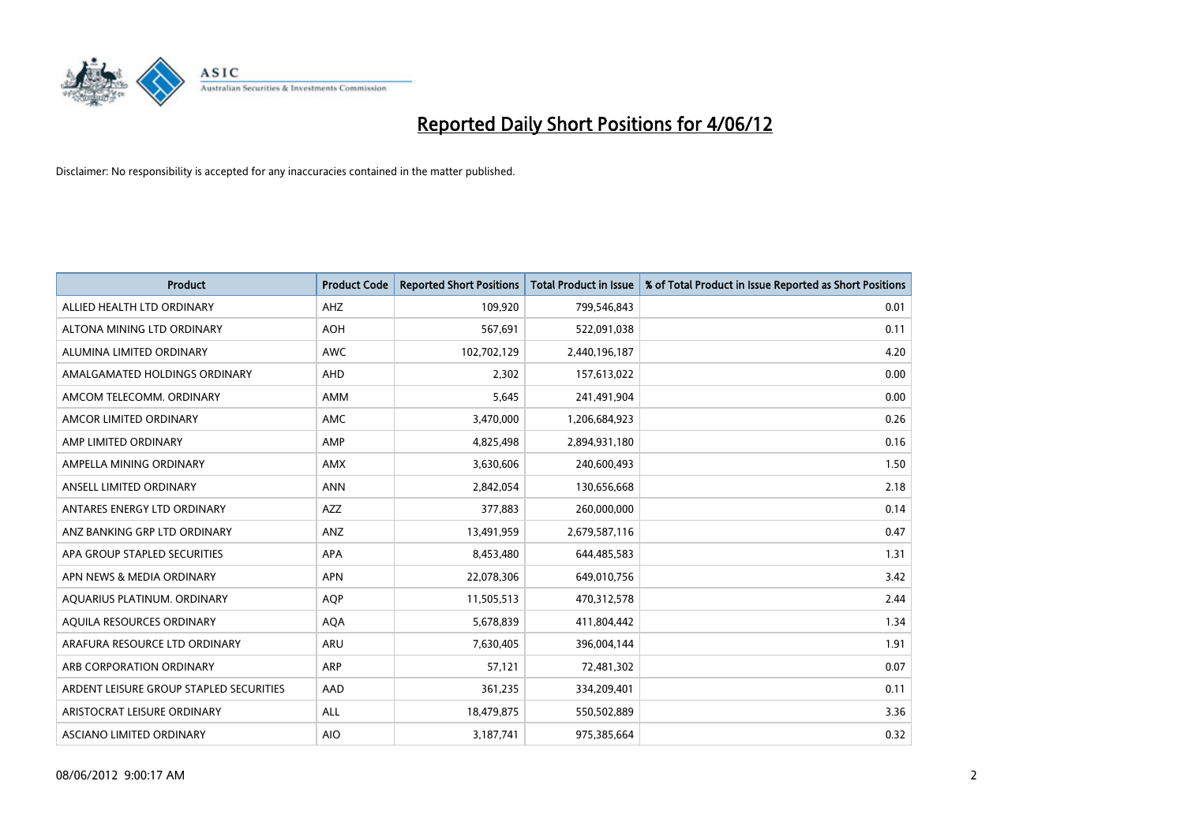# Reported Daily Short Positions for 4/06/12

Disclaimer: No responsibility is accepted for any inaccuracies contained in the matter published.

| Product | Product Code | Reported Short Positions | Total Product in Issue | % of Total Product in Issue Reported as Short Positions |
|---|---|---|---|---|
| ALLIED HEALTH LTD ORDINARY | AHZ | 109,920 | 799,546,843 | 0.01 |
| ALTONA MINING LTD ORDINARY | AOH | 567,691 | 522,091,038 | 0.11 |
| ALUMINA LIMITED ORDINARY | AWC | 102,702,129 | 2,440,196,187 | 4.20 |
| AMALGAMATED HOLDINGS ORDINARY | AHD | 2,302 | 157,613,022 | 0.00 |
| AMCOM TELECOMM. ORDINARY | AMM | 5,645 | 241,491,904 | 0.00 |
| AMCOR LIMITED ORDINARY | AMC | 3,470,000 | 1,206,684,923 | 0.26 |
| AMP LIMITED ORDINARY | AMP | 4,825,498 | 2,894,931,180 | 0.16 |
| AMPELLA MINING ORDINARY | AMX | 3,630,606 | 240,600,493 | 1.50 |
| ANSELL LIMITED ORDINARY | ANN | 2,842,054 | 130,656,668 | 2.18 |
| ANTARES ENERGY LTD ORDINARY | AZZ | 377,883 | 260,000,000 | 0.14 |
| ANZ BANKING GRP LTD ORDINARY | ANZ | 13,491,959 | 2,679,587,116 | 0.47 |
| APA GROUP STAPLED SECURITIES | APA | 8,453,480 | 644,485,583 | 1.31 |
| APN NEWS & MEDIA ORDINARY | APN | 22,078,306 | 649,010,756 | 3.42 |
| AQUARIUS PLATINUM. ORDINARY | AQP | 11,505,513 | 470,312,578 | 2.44 |
| AQUILA RESOURCES ORDINARY | AQA | 5,678,839 | 411,804,442 | 1.34 |
| ARAFURA RESOURCE LTD ORDINARY | ARU | 7,630,405 | 396,004,144 | 1.91 |
| ARB CORPORATION ORDINARY | ARP | 57,121 | 72,481,302 | 0.07 |
| ARDENT LEISURE GROUP STAPLED SECURITIES | AAD | 361,235 | 334,209,401 | 0.11 |
| ARISTOCRAT LEISURE ORDINARY | ALL | 18,479,875 | 550,502,889 | 3.36 |
| ASCIANO LIMITED ORDINARY | AIO | 3,187,741 | 975,385,664 | 0.32 |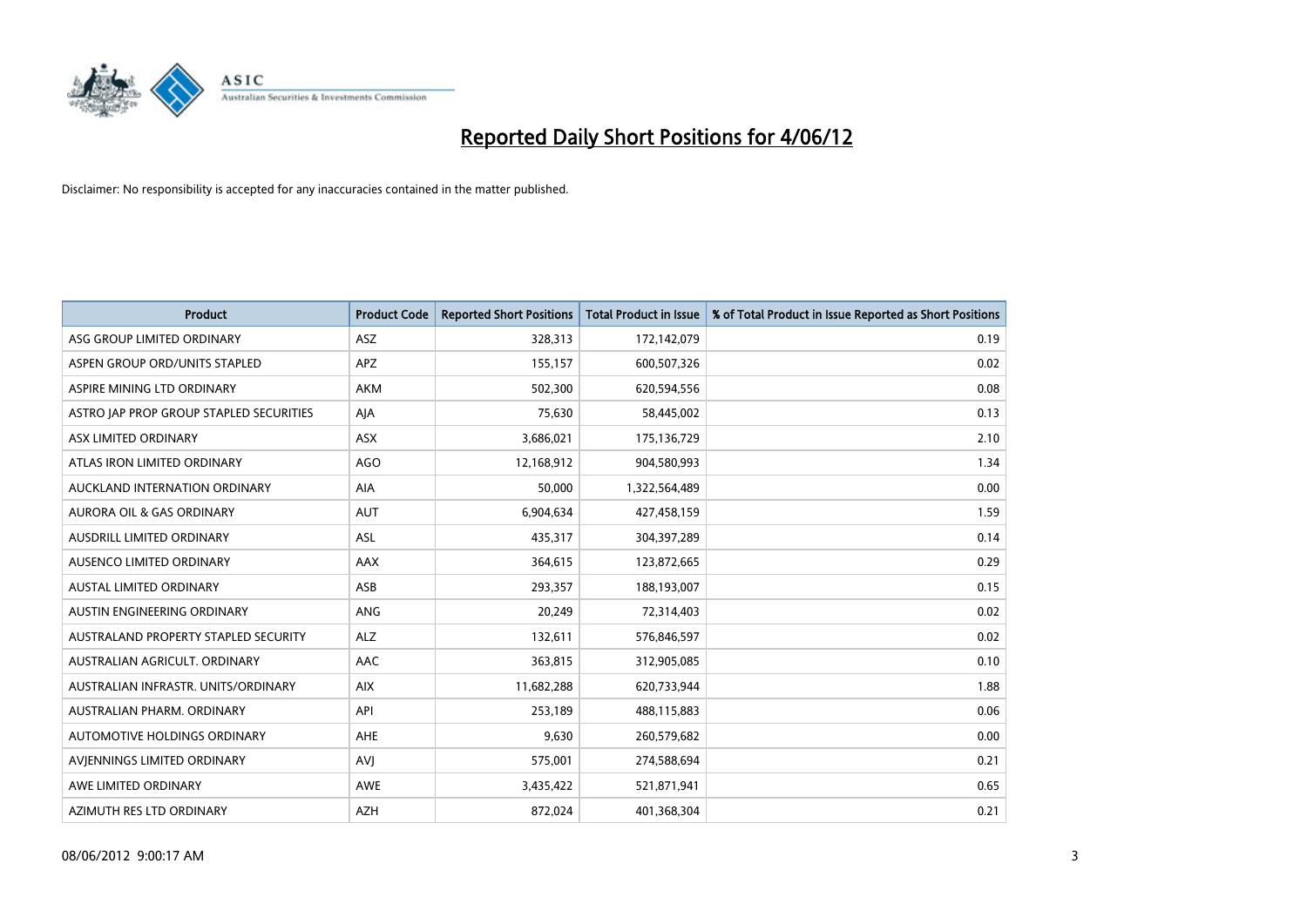# Reported Daily Short Positions for 4/06/12

Disclaimer: No responsibility is accepted for any inaccuracies contained in the matter published.

| Product | Product Code | Reported Short Positions | Total Product in Issue | % of Total Product in Issue Reported as Short Positions |
|---|---|---|---|---|
| ASG GROUP LIMITED ORDINARY | ASZ | 328,313 | 172,142,079 | 0.19 |
| ASPEN GROUP ORD/UNITS STAPLED | APZ | 155,157 | 600,507,326 | 0.02 |
| ASPIRE MINING LTD ORDINARY | AKM | 502,300 | 620,594,556 | 0.08 |
| ASTRO JAP PROP GROUP STAPLED SECURITIES | AJA | 75,630 | 58,445,002 | 0.13 |
| ASX LIMITED ORDINARY | ASX | 3,686,021 | 175,136,729 | 2.10 |
| ATLAS IRON LIMITED ORDINARY | AGO | 12,168,912 | 904,580,993 | 1.34 |
| AUCKLAND INTERNATION ORDINARY | AIA | 50,000 | 1,322,564,489 | 0.00 |
| AURORA OIL & GAS ORDINARY | AUT | 6,904,634 | 427,458,159 | 1.59 |
| AUSDRILL LIMITED ORDINARY | ASL | 435,317 | 304,397,289 | 0.14 |
| AUSENCO LIMITED ORDINARY | AAX | 364,615 | 123,872,665 | 0.29 |
| AUSTAL LIMITED ORDINARY | ASB | 293,357 | 188,193,007 | 0.15 |
| AUSTIN ENGINEERING ORDINARY | ANG | 20,249 | 72,314,403 | 0.02 |
| AUSTRALAND PROPERTY STAPLED SECURITY | ALZ | 132,611 | 576,846,597 | 0.02 |
| AUSTRALIAN AGRICULT. ORDINARY | AAC | 363,815 | 312,905,085 | 0.10 |
| AUSTRALIAN INFRASTR. UNITS/ORDINARY | AIX | 11,682,288 | 620,733,944 | 1.88 |
| AUSTRALIAN PHARM. ORDINARY | API | 253,189 | 488,115,883 | 0.06 |
| AUTOMOTIVE HOLDINGS ORDINARY | AHE | 9,630 | 260,579,682 | 0.00 |
| AVJENNINGS LIMITED ORDINARY | AVJ | 575,001 | 274,588,694 | 0.21 |
| AWE LIMITED ORDINARY | AWE | 3,435,422 | 521,871,941 | 0.65 |
| AZIMUTH RES LTD ORDINARY | AZH | 872,024 | 401,368,304 | 0.21 |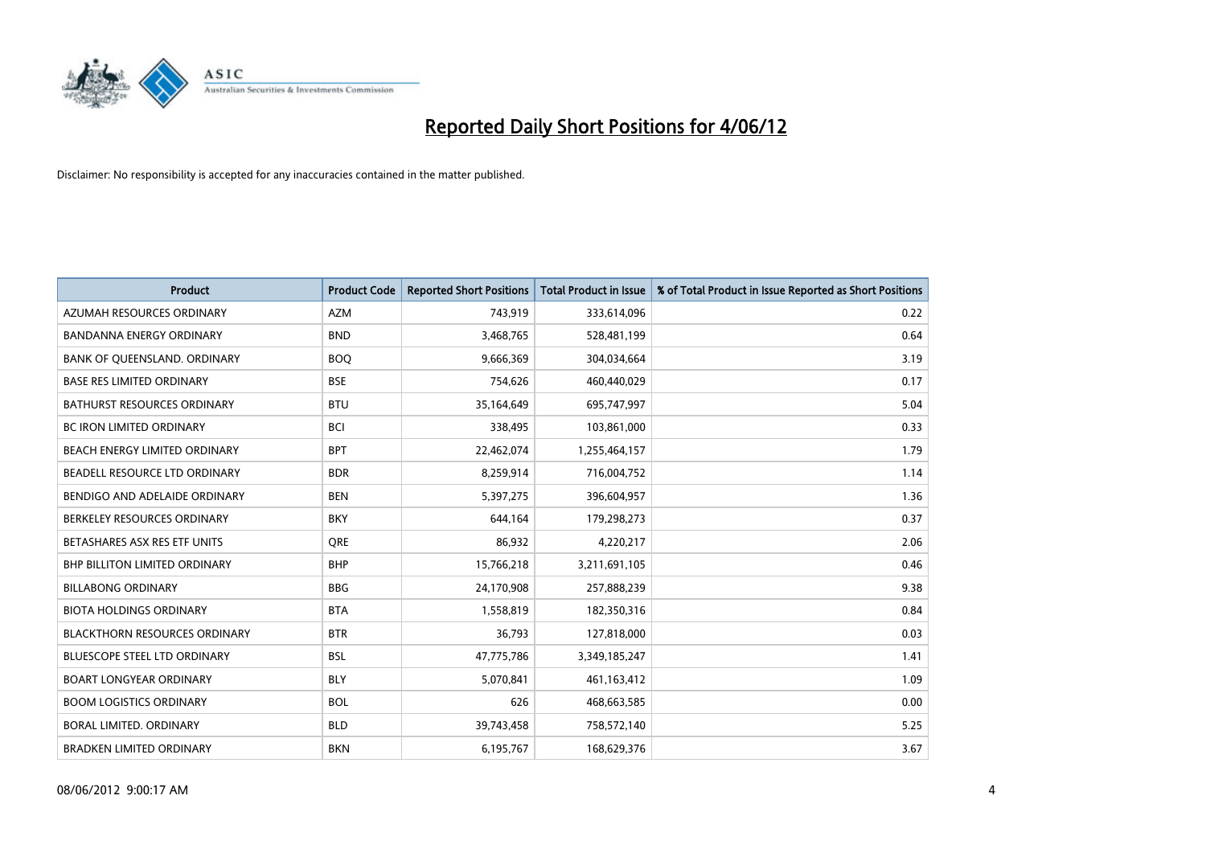# Reported Daily Short Positions for 4/06/12

Disclaimer: No responsibility is accepted for any inaccuracies contained in the matter published.

| Product | Product Code | Reported Short Positions | Total Product in Issue | % of Total Product in Issue Reported as Short Positions |
|---|---|---|---|---|
| AZUMAH RESOURCES ORDINARY | AZM | 743,919 | 333,614,096 | 0.22 |
| BANDANNA ENERGY ORDINARY | BND | 3,468,765 | 528,481,199 | 0.64 |
| BANK OF QUEENSLAND. ORDINARY | BOQ | 9,666,369 | 304,034,664 | 3.19 |
| BASE RES LIMITED ORDINARY | BSE | 754,626 | 460,440,029 | 0.17 |
| BATHURST RESOURCES ORDINARY | BTU | 35,164,649 | 695,747,997 | 5.04 |
| BC IRON LIMITED ORDINARY | BCI | 338,495 | 103,861,000 | 0.33 |
| BEACH ENERGY LIMITED ORDINARY | BPT | 22,462,074 | 1,255,464,157 | 1.79 |
| BEADELL RESOURCE LTD ORDINARY | BDR | 8,259,914 | 716,004,752 | 1.14 |
| BENDIGO AND ADELAIDE ORDINARY | BEN | 5,397,275 | 396,604,957 | 1.36 |
| BERKELEY RESOURCES ORDINARY | BKY | 644,164 | 179,298,273 | 0.37 |
| BETASHARES ASX RES ETF UNITS | QRE | 86,932 | 4,220,217 | 2.06 |
| BHP BILLITON LIMITED ORDINARY | BHP | 15,766,218 | 3,211,691,105 | 0.46 |
| BILLABONG ORDINARY | BBG | 24,170,908 | 257,888,239 | 9.38 |
| BIOTA HOLDINGS ORDINARY | BTA | 1,558,819 | 182,350,316 | 0.84 |
| BLACKTHORN RESOURCES ORDINARY | BTR | 36,793 | 127,818,000 | 0.03 |
| BLUESCOPE STEEL LTD ORDINARY | BSL | 47,775,786 | 3,349,185,247 | 1.41 |
| BOART LONGYEAR ORDINARY | BLY | 5,070,841 | 461,163,412 | 1.09 |
| BOOM LOGISTICS ORDINARY | BOL | 626 | 468,663,585 | 0.00 |
| BORAL LIMITED. ORDINARY | BLD | 39,743,458 | 758,572,140 | 5.25 |
| BRADKEN LIMITED ORDINARY | BKN | 6,195,767 | 168,629,376 | 3.67 |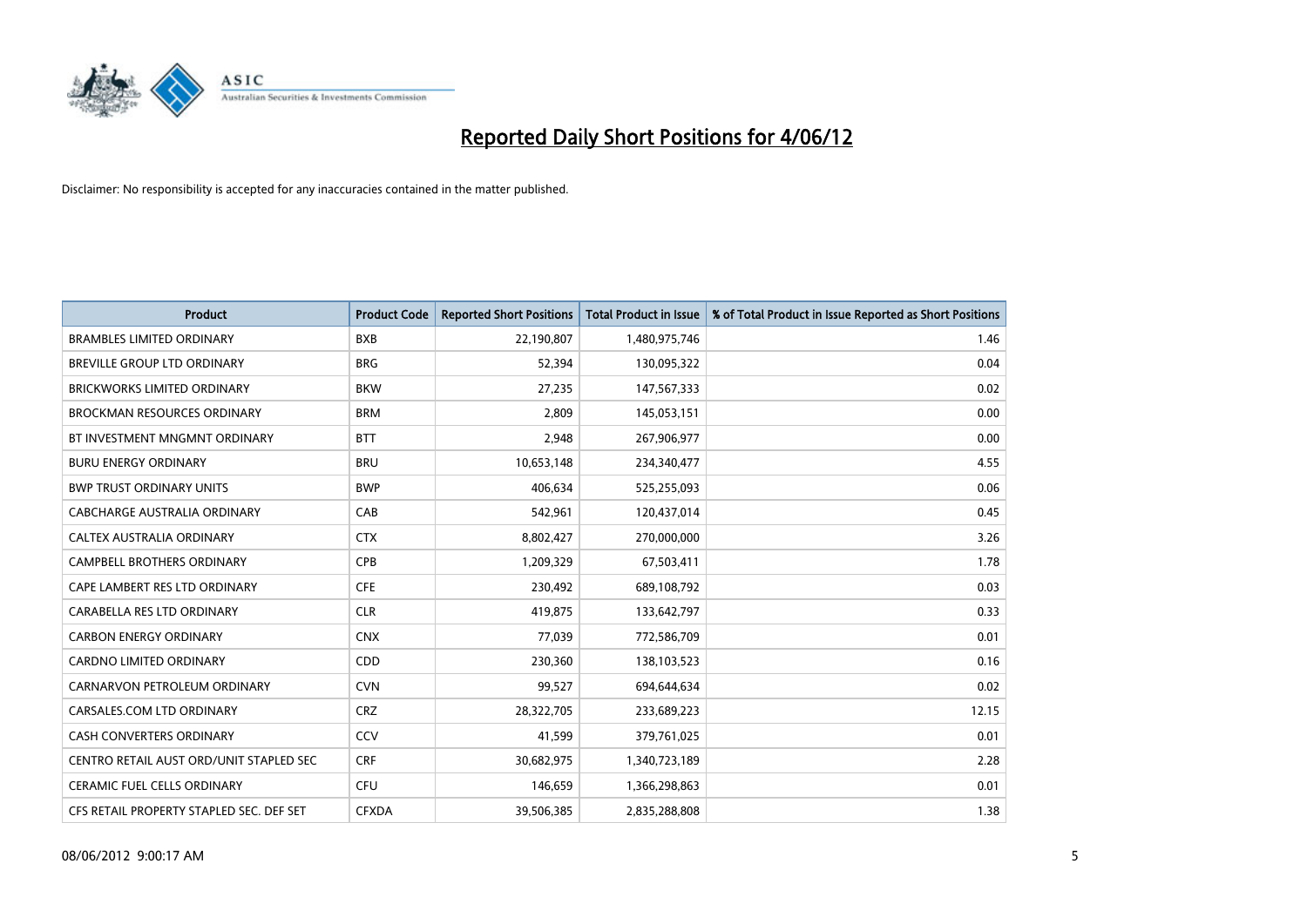# Reported Daily Short Positions for 4/06/12

Disclaimer: No responsibility is accepted for any inaccuracies contained in the matter published.

| Product | Product Code | Reported Short Positions | Total Product in Issue | % of Total Product in Issue Reported as Short Positions |
|---|---|---|---|---|
| BRAMBLES LIMITED ORDINARY | BXB | 22,190,807 | 1,480,975,746 | 1.46 |
| BREVILLE GROUP LTD ORDINARY | BRG | 52,394 | 130,095,322 | 0.04 |
| BRICKWORKS LIMITED ORDINARY | BKW | 27,235 | 147,567,333 | 0.02 |
| BROCKMAN RESOURCES ORDINARY | BRM | 2,809 | 145,053,151 | 0.00 |
| BT INVESTMENT MNGMNT ORDINARY | BTT | 2,948 | 267,906,977 | 0.00 |
| BURU ENERGY ORDINARY | BRU | 10,653,148 | 234,340,477 | 4.55 |
| BWP TRUST ORDINARY UNITS | BWP | 406,634 | 525,255,093 | 0.06 |
| CABCHARGE AUSTRALIA ORDINARY | CAB | 542,961 | 120,437,014 | 0.45 |
| CALTEX AUSTRALIA ORDINARY | CTX | 8,802,427 | 270,000,000 | 3.26 |
| CAMPBELL BROTHERS ORDINARY | CPB | 1,209,329 | 67,503,411 | 1.78 |
| CAPE LAMBERT RES LTD ORDINARY | CFE | 230,492 | 689,108,792 | 0.03 |
| CARABELLA RES LTD ORDINARY | CLR | 419,875 | 133,642,797 | 0.33 |
| CARBON ENERGY ORDINARY | CNX | 77,039 | 772,586,709 | 0.01 |
| CARDNO LIMITED ORDINARY | CDD | 230,360 | 138,103,523 | 0.16 |
| CARNARVON PETROLEUM ORDINARY | CVN | 99,527 | 694,644,634 | 0.02 |
| CARSALES.COM LTD ORDINARY | CRZ | 28,322,705 | 233,689,223 | 12.15 |
| CASH CONVERTERS ORDINARY | CCV | 41,599 | 379,761,025 | 0.01 |
| CENTRO RETAIL AUST ORD/UNIT STAPLED SEC | CRF | 30,682,975 | 1,340,723,189 | 2.28 |
| CERAMIC FUEL CELLS ORDINARY | CFU | 146,659 | 1,366,298,863 | 0.01 |
| CFS RETAIL PROPERTY STAPLED SEC. DEF SET | CFXDA | 39,506,385 | 2,835,288,808 | 1.38 |

08/06/2012 9:00:17 AM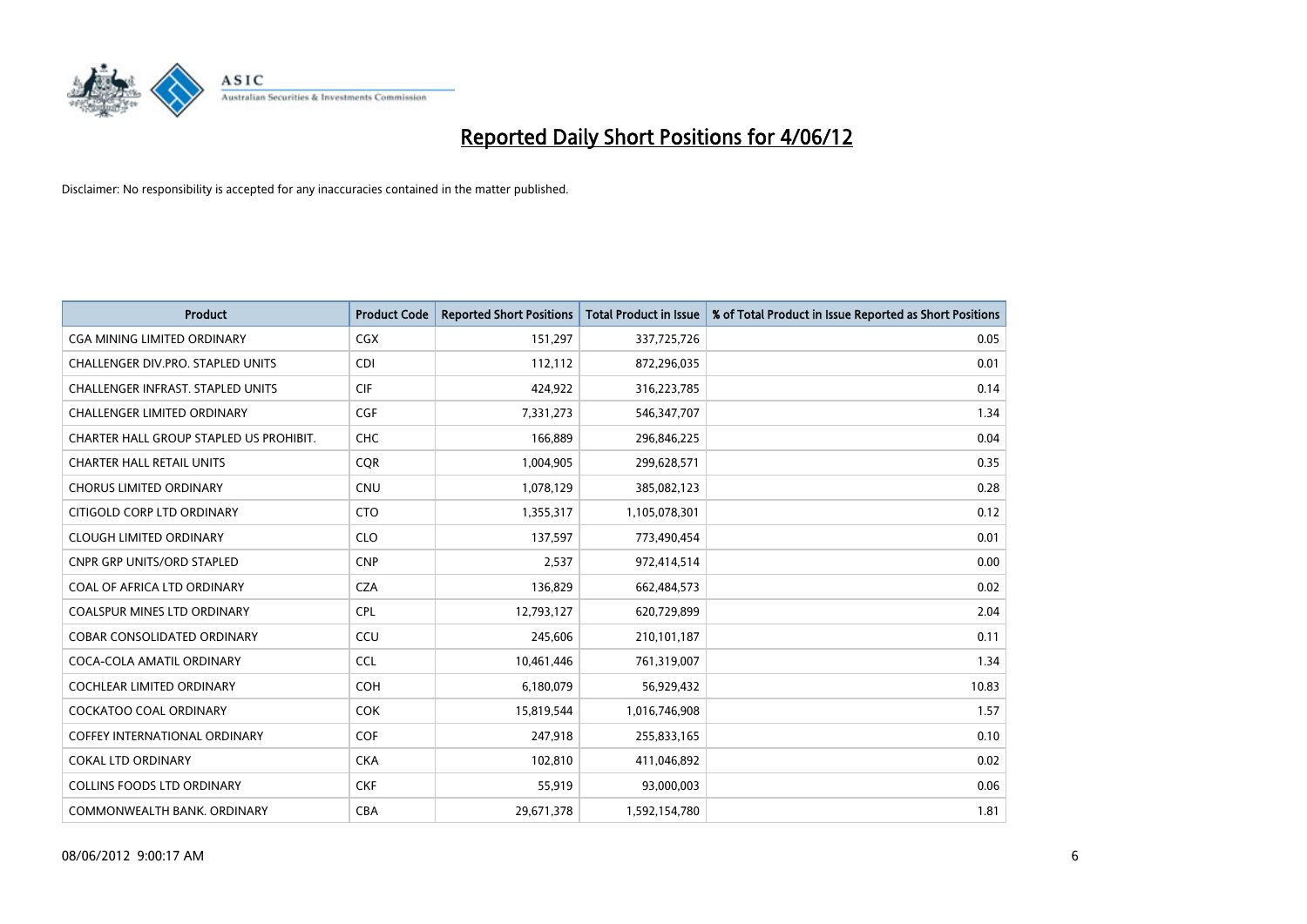# Reported Daily Short Positions for 4/06/12

Disclaimer: No responsibility is accepted for any inaccuracies contained in the matter published.

| Product | Product Code | Reported Short Positions | Total Product in Issue | % of Total Product in Issue Reported as Short Positions |
|---|---|---|---|---|
| CGA MINING LIMITED ORDINARY | CGX | 151,297 | 337,725,726 | 0.05 |
| CHALLENGER DIV.PRO. STAPLED UNITS | CDI | 112,112 | 872,296,035 | 0.01 |
| CHALLENGER INFRAST. STAPLED UNITS | CIF | 424,922 | 316,223,785 | 0.14 |
| CHALLENGER LIMITED ORDINARY | CGF | 7,331,273 | 546,347,707 | 1.34 |
| CHARTER HALL GROUP STAPLED US PROHIBIT. | CHC | 166,889 | 296,846,225 | 0.04 |
| CHARTER HALL RETAIL UNITS | CQR | 1,004,905 | 299,628,571 | 0.35 |
| CHORUS LIMITED ORDINARY | CNU | 1,078,129 | 385,082,123 | 0.28 |
| CITIGOLD CORP LTD ORDINARY | CTO | 1,355,317 | 1,105,078,301 | 0.12 |
| CLOUGH LIMITED ORDINARY | CLO | 137,597 | 773,490,454 | 0.01 |
| CNPR GRP UNITS/ORD STAPLED | CNP | 2,537 | 972,414,514 | 0.00 |
| COAL OF AFRICA LTD ORDINARY | CZA | 136,829 | 662,484,573 | 0.02 |
| COALSPUR MINES LTD ORDINARY | CPL | 12,793,127 | 620,729,899 | 2.04 |
| COBAR CONSOLIDATED ORDINARY | CCU | 245,606 | 210,101,187 | 0.11 |
| COCA-COLA AMATIL ORDINARY | CCL | 10,461,446 | 761,319,007 | 1.34 |
| COCHLEAR LIMITED ORDINARY | COH | 6,180,079 | 56,929,432 | 10.83 |
| COCKATOO COAL ORDINARY | COK | 15,819,544 | 1,016,746,908 | 1.57 |
| COFFEY INTERNATIONAL ORDINARY | COF | 247,918 | 255,833,165 | 0.10 |
| COKAL LTD ORDINARY | CKA | 102,810 | 411,046,892 | 0.02 |
| COLLINS FOODS LTD ORDINARY | CKF | 55,919 | 93,000,003 | 0.06 |
| COMMONWEALTH BANK. ORDINARY | CBA | 29,671,378 | 1,592,154,780 | 1.81 |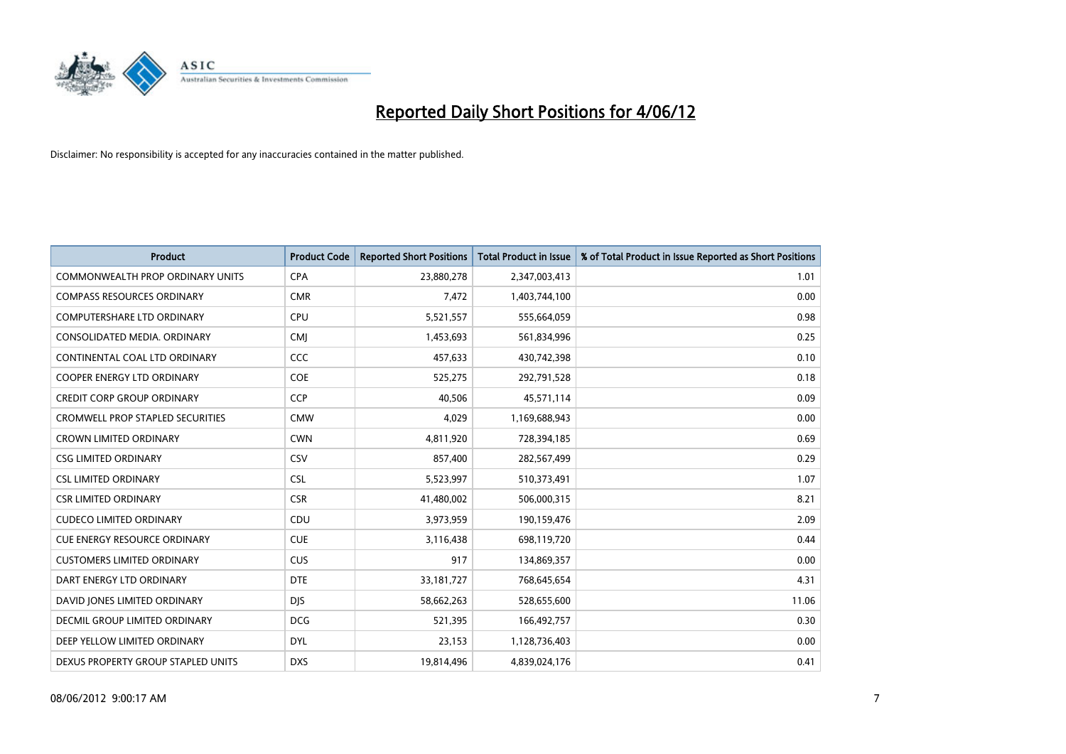# Reported Daily Short Positions for 4/06/12

Disclaimer: No responsibility is accepted for any inaccuracies contained in the matter published.

| Product | Product Code | Reported Short Positions | Total Product in Issue | % of Total Product in Issue Reported as Short Positions |
|---|---|---|---|---|
| COMMONWEALTH PROP ORDINARY UNITS | CPA | 23,880,278 | 2,347,003,413 | 1.01 |
| COMPASS RESOURCES ORDINARY | CMR | 7,472 | 1,403,744,100 | 0.00 |
| COMPUTERSHARE LTD ORDINARY | CPU | 5,521,557 | 555,664,059 | 0.98 |
| CONSOLIDATED MEDIA. ORDINARY | CMJ | 1,453,693 | 561,834,996 | 0.25 |
| CONTINENTAL COAL LTD ORDINARY | CCC | 457,633 | 430,742,398 | 0.10 |
| COOPER ENERGY LTD ORDINARY | COE | 525,275 | 292,791,528 | 0.18 |
| CREDIT CORP GROUP ORDINARY | CCP | 40,506 | 45,571,114 | 0.09 |
| CROMWELL PROP STAPLED SECURITIES | CMW | 4,029 | 1,169,688,943 | 0.00 |
| CROWN LIMITED ORDINARY | CWN | 4,811,920 | 728,394,185 | 0.69 |
| CSG LIMITED ORDINARY | CSV | 857,400 | 282,567,499 | 0.29 |
| CSL LIMITED ORDINARY | CSL | 5,523,997 | 510,373,491 | 1.07 |
| CSR LIMITED ORDINARY | CSR | 41,480,002 | 506,000,315 | 8.21 |
| CUDECO LIMITED ORDINARY | CDU | 3,973,959 | 190,159,476 | 2.09 |
| CUE ENERGY RESOURCE ORDINARY | CUE | 3,116,438 | 698,119,720 | 0.44 |
| CUSTOMERS LIMITED ORDINARY | CUS | 917 | 134,869,357 | 0.00 |
| DART ENERGY LTD ORDINARY | DTE | 33,181,727 | 768,645,654 | 4.31 |
| DAVID JONES LIMITED ORDINARY | DJS | 58,662,263 | 528,655,600 | 11.06 |
| DECMIL GROUP LIMITED ORDINARY | DCG | 521,395 | 166,492,757 | 0.30 |
| DEEP YELLOW LIMITED ORDINARY | DYL | 23,153 | 1,128,736,403 | 0.00 |
| DEXUS PROPERTY GROUP STAPLED UNITS | DXS | 19,814,496 | 4,839,024,176 | 0.41 |

08/06/2012 9:00:17 AM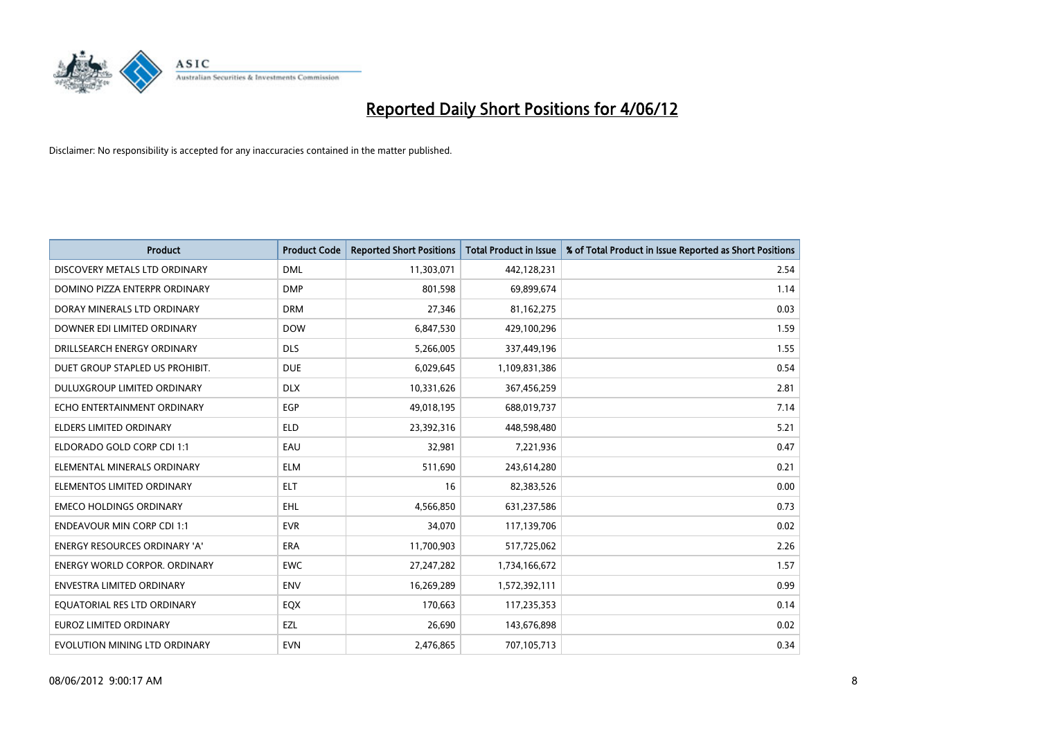# Reported Daily Short Positions for 4/06/12

Disclaimer: No responsibility is accepted for any inaccuracies contained in the matter published.

| Product | Product Code | Reported Short Positions | Total Product in Issue | % of Total Product in Issue Reported as Short Positions |
|---|---|---|---|---|
| DISCOVERY METALS LTD ORDINARY | DML | 11,303,071 | 442,128,231 | 2.54 |
| DOMINO PIZZA ENTERPR ORDINARY | DMP | 801,598 | 69,899,674 | 1.14 |
| DORAY MINERALS LTD ORDINARY | DRM | 27,346 | 81,162,275 | 0.03 |
| DOWNER EDI LIMITED ORDINARY | DOW | 6,847,530 | 429,100,296 | 1.59 |
| DRILLSEARCH ENERGY ORDINARY | DLS | 5,266,005 | 337,449,196 | 1.55 |
| DUET GROUP STAPLED US PROHIBIT. | DUE | 6,029,645 | 1,109,831,386 | 0.54 |
| DULUXGROUP LIMITED ORDINARY | DLX | 10,331,626 | 367,456,259 | 2.81 |
| ECHO ENTERTAINMENT ORDINARY | EGP | 49,018,195 | 688,019,737 | 7.14 |
| ELDERS LIMITED ORDINARY | ELD | 23,392,316 | 448,598,480 | 5.21 |
| ELDORADO GOLD CORP CDI 1:1 | EAU | 32,981 | 7,221,936 | 0.47 |
| ELEMENTAL MINERALS ORDINARY | ELM | 511,690 | 243,614,280 | 0.21 |
| ELEMENTOS LIMITED ORDINARY | ELT | 16 | 82,383,526 | 0.00 |
| EMECO HOLDINGS ORDINARY | EHL | 4,566,850 | 631,237,586 | 0.73 |
| ENDEAVOUR MIN CORP CDI 1:1 | EVR | 34,070 | 117,139,706 | 0.02 |
| ENERGY RESOURCES ORDINARY 'A' | ERA | 11,700,903 | 517,725,062 | 2.26 |
| ENERGY WORLD CORPOR. ORDINARY | EWC | 27,247,282 | 1,734,166,672 | 1.57 |
| ENVESTRA LIMITED ORDINARY | ENV | 16,269,289 | 1,572,392,111 | 0.99 |
| EQUATORIAL RES LTD ORDINARY | EQX | 170,663 | 117,235,353 | 0.14 |
| EUROZ LIMITED ORDINARY | EZL | 26,690 | 143,676,898 | 0.02 |
| EVOLUTION MINING LTD ORDINARY | EVN | 2,476,865 | 707,105,713 | 0.34 |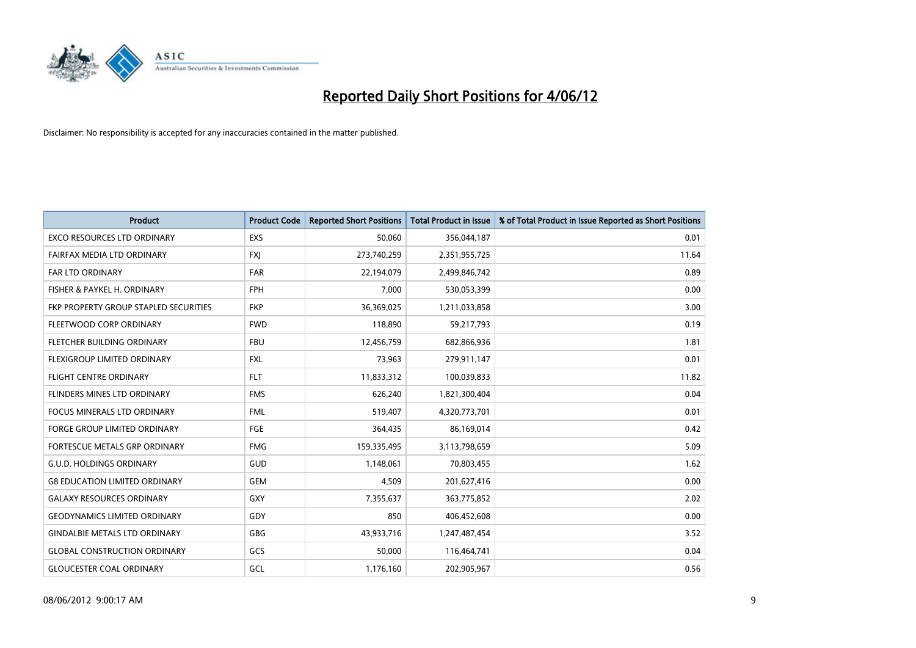# Reported Daily Short Positions for 4/06/12

Disclaimer: No responsibility is accepted for any inaccuracies contained in the matter published.

| Product | Product Code | Reported Short Positions | Total Product in Issue | % of Total Product in Issue Reported as Short Positions |
|---|---|---|---|---|
| EXCO RESOURCES LTD ORDINARY | EXS | 50,060 | 356,044,187 | 0.01 |
| FAIRFAX MEDIA LTD ORDINARY | FXJ | 273,740,259 | 2,351,955,725 | 11.64 |
| FAR LTD ORDINARY | FAR | 22,194,079 | 2,499,846,742 | 0.89 |
| FISHER & PAYKEL H. ORDINARY | FPH | 7,000 | 530,053,399 | 0.00 |
| FKP PROPERTY GROUP STAPLED SECURITIES | FKP | 36,369,025 | 1,211,033,858 | 3.00 |
| FLEETWOOD CORP ORDINARY | FWD | 118,890 | 59,217,793 | 0.19 |
| FLETCHER BUILDING ORDINARY | FBU | 12,456,759 | 682,866,936 | 1.81 |
| FLEXIGROUP LIMITED ORDINARY | FXL | 73,963 | 279,911,147 | 0.01 |
| FLIGHT CENTRE ORDINARY | FLT | 11,833,312 | 100,039,833 | 11.82 |
| FLINDERS MINES LTD ORDINARY | FMS | 626,240 | 1,821,300,404 | 0.04 |
| FOCUS MINERALS LTD ORDINARY | FML | 519,407 | 4,320,773,701 | 0.01 |
| FORGE GROUP LIMITED ORDINARY | FGE | 364,435 | 86,169,014 | 0.42 |
| FORTESCUE METALS GRP ORDINARY | FMG | 159,335,495 | 3,113,798,659 | 5.09 |
| G.U.D. HOLDINGS ORDINARY | GUD | 1,148,061 | 70,803,455 | 1.62 |
| G8 EDUCATION LIMITED ORDINARY | GEM | 4,509 | 201,627,416 | 0.00 |
| GALAXY RESOURCES ORDINARY | GXY | 7,355,637 | 363,775,852 | 2.02 |
| GEODYNAMICS LIMITED ORDINARY | GDY | 850 | 406,452,608 | 0.00 |
| GINDALBIE METALS LTD ORDINARY | GBG | 43,933,716 | 1,247,487,454 | 3.52 |
| GLOBAL CONSTRUCTION ORDINARY | GCS | 50,000 | 116,464,741 | 0.04 |
| GLOUCESTER COAL ORDINARY | GCL | 1,176,160 | 202,905,967 | 0.56 |

08/06/2012 9:00:17 AM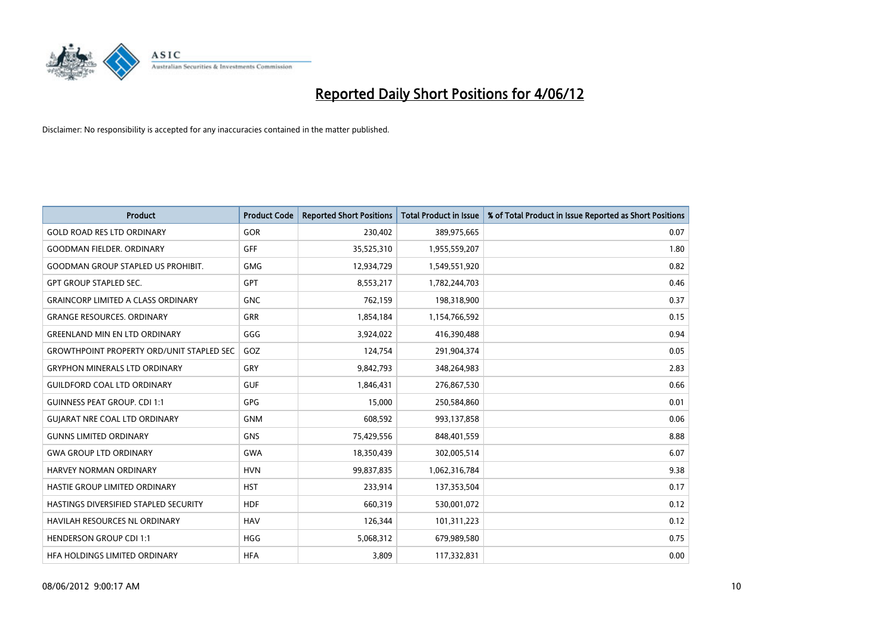# Reported Daily Short Positions for 4/06/12

Disclaimer: No responsibility is accepted for any inaccuracies contained in the matter published.

| Product | Product Code | Reported Short Positions | Total Product in Issue | % of Total Product in Issue Reported as Short Positions |
|---|---|---|---|---|
| GOLD ROAD RES LTD ORDINARY | GOR | 230,402 | 389,975,665 | 0.07 |
| GOODMAN FIELDER. ORDINARY | GFF | 35,525,310 | 1,955,559,207 | 1.80 |
| GOODMAN GROUP STAPLED US PROHIBIT. | GMG | 12,934,729 | 1,549,551,920 | 0.82 |
| GPT GROUP STAPLED SEC. | GPT | 8,553,217 | 1,782,244,703 | 0.46 |
| GRAINCORP LIMITED A CLASS ORDINARY | GNC | 762,159 | 198,318,900 | 0.37 |
| GRANGE RESOURCES. ORDINARY | GRR | 1,854,184 | 1,154,766,592 | 0.15 |
| GREENLAND MIN EN LTD ORDINARY | GGG | 3,924,022 | 416,390,488 | 0.94 |
| GROWTHPOINT PROPERTY ORD/UNIT STAPLED SEC | GOZ | 124,754 | 291,904,374 | 0.05 |
| GRYPHON MINERALS LTD ORDINARY | GRY | 9,842,793 | 348,264,983 | 2.83 |
| GUILDFORD COAL LTD ORDINARY | GUF | 1,846,431 | 276,867,530 | 0.66 |
| GUINNESS PEAT GROUP. CDI 1:1 | GPG | 15,000 | 250,584,860 | 0.01 |
| GUJARAT NRE COAL LTD ORDINARY | GNM | 608,592 | 993,137,858 | 0.06 |
| GUNNS LIMITED ORDINARY | GNS | 75,429,556 | 848,401,559 | 8.88 |
| GWA GROUP LTD ORDINARY | GWA | 18,350,439 | 302,005,514 | 6.07 |
| HARVEY NORMAN ORDINARY | HVN | 99,837,835 | 1,062,316,784 | 9.38 |
| HASTIE GROUP LIMITED ORDINARY | HST | 233,914 | 137,353,504 | 0.17 |
| HASTINGS DIVERSIFIED STAPLED SECURITY | HDF | 660,319 | 530,001,072 | 0.12 |
| HAVILAH RESOURCES NL ORDINARY | HAV | 126,344 | 101,311,223 | 0.12 |
| HENDERSON GROUP CDI 1:1 | HGG | 5,068,312 | 679,989,580 | 0.75 |
| HFA HOLDINGS LIMITED ORDINARY | HFA | 3,809 | 117,332,831 | 0.00 |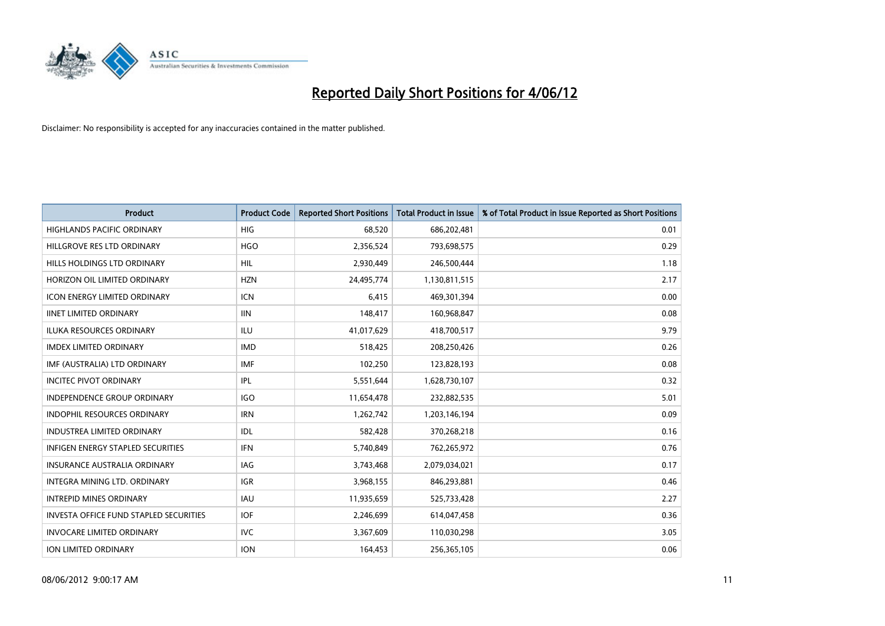# Reported Daily Short Positions for 4/06/12

Disclaimer: No responsibility is accepted for any inaccuracies contained in the matter published.

| Product | Product Code | Reported Short Positions | Total Product in Issue | % of Total Product in Issue Reported as Short Positions |
|---|---|---|---|---|
| HIGHLANDS PACIFIC ORDINARY | HIG | 68,520 | 686,202,481 | 0.01 |
| HILLGROVE RES LTD ORDINARY | HGO | 2,356,524 | 793,698,575 | 0.29 |
| HILLS HOLDINGS LTD ORDINARY | HIL | 2,930,449 | 246,500,444 | 1.18 |
| HORIZON OIL LIMITED ORDINARY | HZN | 24,495,774 | 1,130,811,515 | 2.17 |
| ICON ENERGY LIMITED ORDINARY | ICN | 6,415 | 469,301,394 | 0.00 |
| IINET LIMITED ORDINARY | IIN | 148,417 | 160,968,847 | 0.08 |
| ILUKA RESOURCES ORDINARY | ILU | 41,017,629 | 418,700,517 | 9.79 |
| IMDEX LIMITED ORDINARY | IMD | 518,425 | 208,250,426 | 0.26 |
| IMF (AUSTRALIA) LTD ORDINARY | IMF | 102,250 | 123,828,193 | 0.08 |
| INCITEC PIVOT ORDINARY | IPL | 5,551,644 | 1,628,730,107 | 0.32 |
| INDEPENDENCE GROUP ORDINARY | IGO | 11,654,478 | 232,882,535 | 5.01 |
| INDOPHIL RESOURCES ORDINARY | IRN | 1,262,742 | 1,203,146,194 | 0.09 |
| INDUSTREA LIMITED ORDINARY | IDL | 582,428 | 370,268,218 | 0.16 |
| INFIGEN ENERGY STAPLED SECURITIES | IFN | 5,740,849 | 762,265,972 | 0.76 |
| INSURANCE AUSTRALIA ORDINARY | IAG | 3,743,468 | 2,079,034,021 | 0.17 |
| INTEGRA MINING LTD. ORDINARY | IGR | 3,968,155 | 846,293,881 | 0.46 |
| INTREPID MINES ORDINARY | IAU | 11,935,659 | 525,733,428 | 2.27 |
| INVESTA OFFICE FUND STAPLED SECURITIES | IOF | 2,246,699 | 614,047,458 | 0.36 |
| INVOCARE LIMITED ORDINARY | IVC | 3,367,609 | 110,030,298 | 3.05 |
| ION LIMITED ORDINARY | ION | 164,453 | 256,365,105 | 0.06 |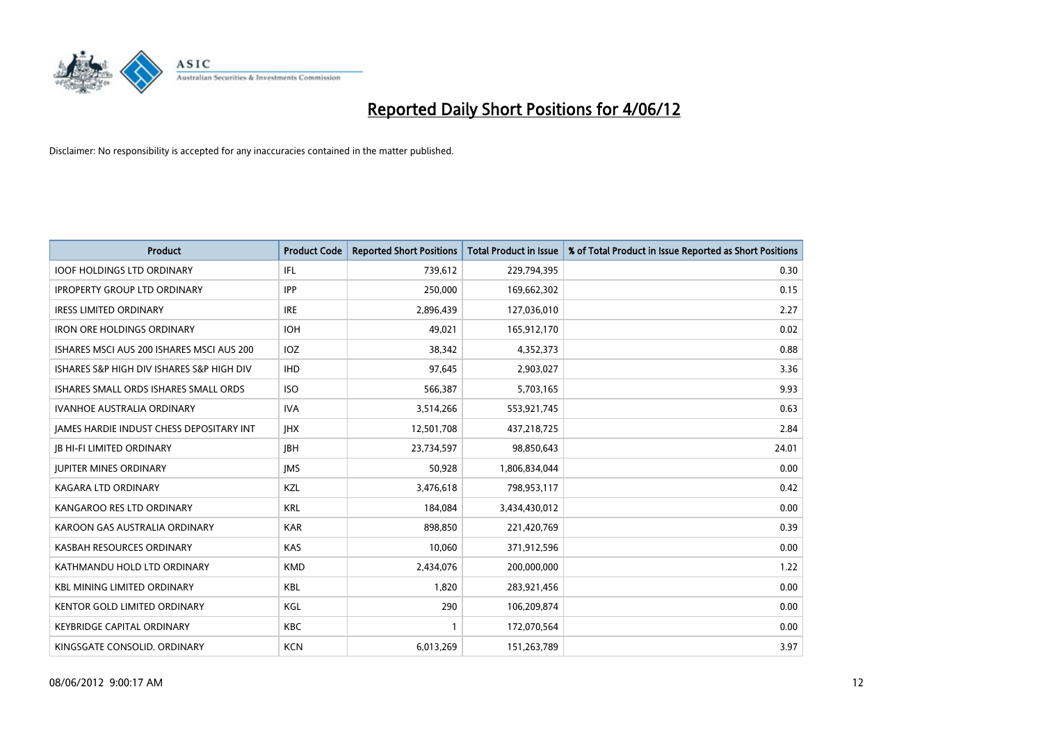# Reported Daily Short Positions for 4/06/12

Disclaimer: No responsibility is accepted for any inaccuracies contained in the matter published.

| Product | Product Code | Reported Short Positions | Total Product in Issue | % of Total Product in Issue Reported as Short Positions |
|---|---|---|---|---|
| IOOF HOLDINGS LTD ORDINARY | IFL | 739,612 | 229,794,395 | 0.30 |
| IPROPERTY GROUP LTD ORDINARY | IPP | 250,000 | 169,662,302 | 0.15 |
| IRESS LIMITED ORDINARY | IRE | 2,896,439 | 127,036,010 | 2.27 |
| IRON ORE HOLDINGS ORDINARY | IOH | 49,021 | 165,912,170 | 0.02 |
| ISHARES MSCI AUS 200 ISHARES MSCI AUS 200 | IOZ | 38,342 | 4,352,373 | 0.88 |
| ISHARES S&P HIGH DIV ISHARES S&P HIGH DIV | IHD | 97,645 | 2,903,027 | 3.36 |
| ISHARES SMALL ORDS ISHARES SMALL ORDS | ISO | 566,387 | 5,703,165 | 9.93 |
| IVANHOE AUSTRALIA ORDINARY | IVA | 3,514,266 | 553,921,745 | 0.63 |
| JAMES HARDIE INDUST CHESS DEPOSITARY INT | JHX | 12,501,708 | 437,218,725 | 2.84 |
| JB HI-FI LIMITED ORDINARY | JBH | 23,734,597 | 98,850,643 | 24.01 |
| JUPITER MINES ORDINARY | JMS | 50,928 | 1,806,834,044 | 0.00 |
| KAGARA LTD ORDINARY | KZL | 3,476,618 | 798,953,117 | 0.42 |
| KANGAROO RES LTD ORDINARY | KRL | 184,084 | 3,434,430,012 | 0.00 |
| KAROON GAS AUSTRALIA ORDINARY | KAR | 898,850 | 221,420,769 | 0.39 |
| KASBAH RESOURCES ORDINARY | KAS | 10,060 | 371,912,596 | 0.00 |
| KATHMANDU HOLD LTD ORDINARY | KMD | 2,434,076 | 200,000,000 | 1.22 |
| KBL MINING LIMITED ORDINARY | KBL | 1,820 | 283,921,456 | 0.00 |
| KENTOR GOLD LIMITED ORDINARY | KGL | 290 | 106,209,874 | 0.00 |
| KEYBRIDGE CAPITAL ORDINARY | KBC | 1 | 172,070,564 | 0.00 |
| KINGSGATE CONSOLID. ORDINARY | KCN | 6,013,269 | 151,263,789 | 3.97 |

08/06/2012 9:00:17 AM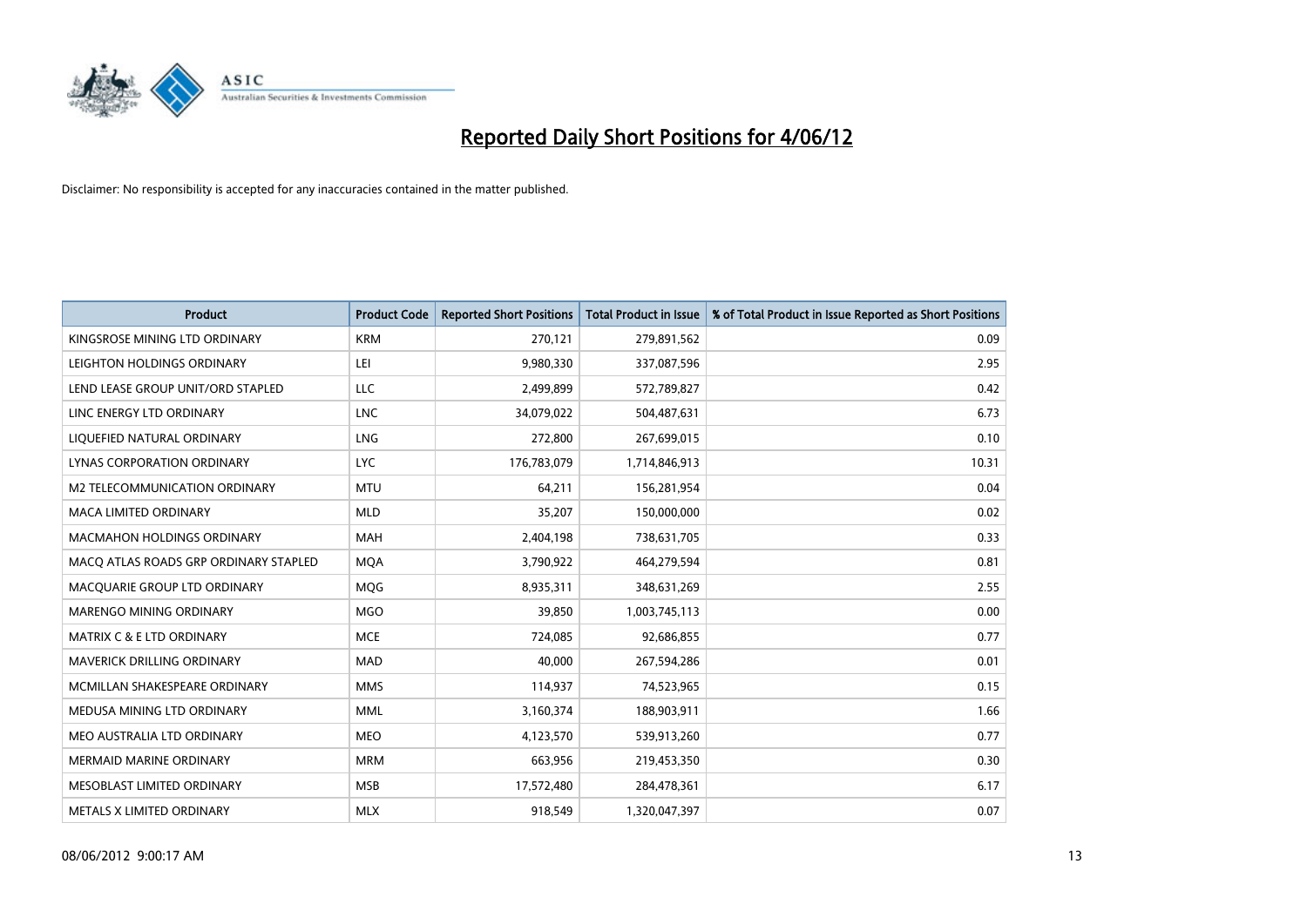# Reported Daily Short Positions for 4/06/12

Disclaimer: No responsibility is accepted for any inaccuracies contained in the matter published.

| Product | Product Code | Reported Short Positions | Total Product in Issue | % of Total Product in Issue Reported as Short Positions |
|---|---|---|---|---|
| KINGSROSE MINING LTD ORDINARY | KRM | 270,121 | 279,891,562 | 0.09 |
| LEIGHTON HOLDINGS ORDINARY | LEI | 9,980,330 | 337,087,596 | 2.95 |
| LEND LEASE GROUP UNIT/ORD STAPLED | LLC | 2,499,899 | 572,789,827 | 0.42 |
| LINC ENERGY LTD ORDINARY | LNC | 34,079,022 | 504,487,631 | 6.73 |
| LIQUEFIED NATURAL ORDINARY | LNG | 272,800 | 267,699,015 | 0.10 |
| LYNAS CORPORATION ORDINARY | LYC | 176,783,079 | 1,714,846,913 | 10.31 |
| M2 TELECOMMUNICATION ORDINARY | MTU | 64,211 | 156,281,954 | 0.04 |
| MACA LIMITED ORDINARY | MLD | 35,207 | 150,000,000 | 0.02 |
| MACMAHON HOLDINGS ORDINARY | MAH | 2,404,198 | 738,631,705 | 0.33 |
| MACQ ATLAS ROADS GRP ORDINARY STAPLED | MQA | 3,790,922 | 464,279,594 | 0.81 |
| MACQUARIE GROUP LTD ORDINARY | MQG | 8,935,311 | 348,631,269 | 2.55 |
| MARENGO MINING ORDINARY | MGO | 39,850 | 1,003,745,113 | 0.00 |
| MATRIX C & E LTD ORDINARY | MCE | 724,085 | 92,686,855 | 0.77 |
| MAVERICK DRILLING ORDINARY | MAD | 40,000 | 267,594,286 | 0.01 |
| MCMILLAN SHAKESPEARE ORDINARY | MMS | 114,937 | 74,523,965 | 0.15 |
| MEDUSA MINING LTD ORDINARY | MML | 3,160,374 | 188,903,911 | 1.66 |
| MEO AUSTRALIA LTD ORDINARY | MEO | 4,123,570 | 539,913,260 | 0.77 |
| MERMAID MARINE ORDINARY | MRM | 663,956 | 219,453,350 | 0.30 |
| MESOBLAST LIMITED ORDINARY | MSB | 17,572,480 | 284,478,361 | 6.17 |
| METALS X LIMITED ORDINARY | MLX | 918,549 | 1,320,047,397 | 0.07 |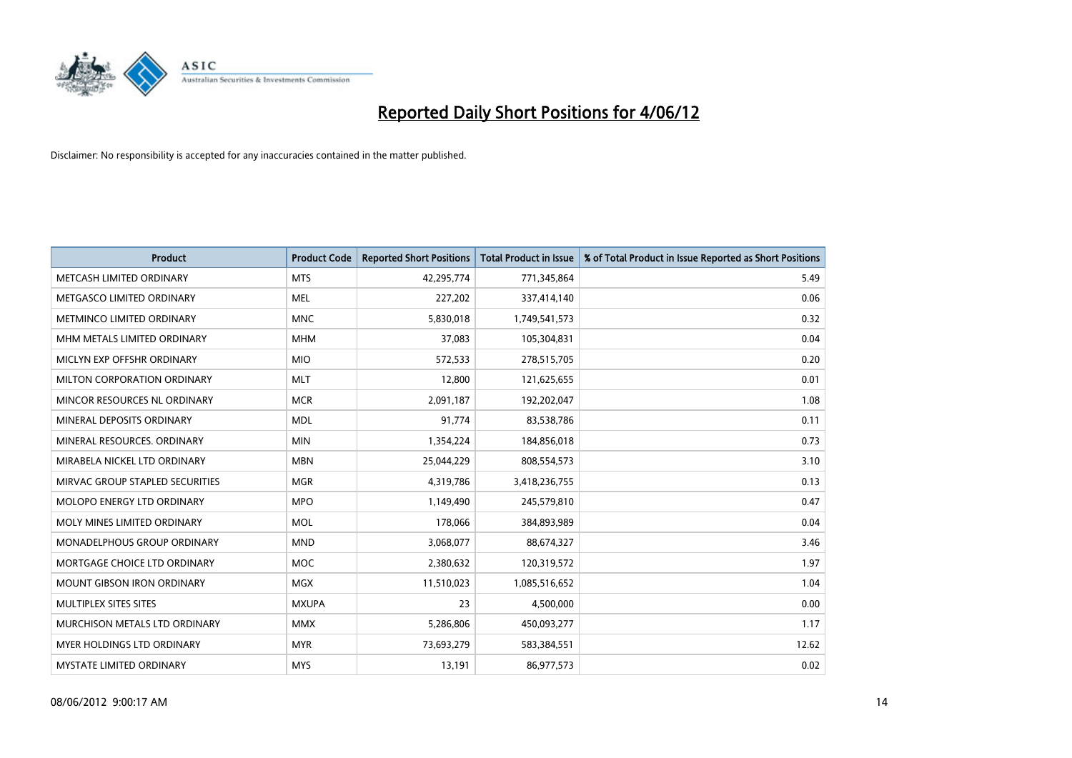# Reported Daily Short Positions for 4/06/12

Disclaimer: No responsibility is accepted for any inaccuracies contained in the matter published.

| Product | Product Code | Reported Short Positions | Total Product in Issue | % of Total Product in Issue Reported as Short Positions |
|---|---|---|---|---|
| METCASH LIMITED ORDINARY | MTS | 42,295,774 | 771,345,864 | 5.49 |
| METGASCO LIMITED ORDINARY | MEL | 227,202 | 337,414,140 | 0.06 |
| METMINCO LIMITED ORDINARY | MNC | 5,830,018 | 1,749,541,573 | 0.32 |
| MHM METALS LIMITED ORDINARY | MHM | 37,083 | 105,304,831 | 0.04 |
| MICLYN EXP OFFSHR ORDINARY | MIO | 572,533 | 278,515,705 | 0.20 |
| MILTON CORPORATION ORDINARY | MLT | 12,800 | 121,625,655 | 0.01 |
| MINCOR RESOURCES NL ORDINARY | MCR | 2,091,187 | 192,202,047 | 1.08 |
| MINERAL DEPOSITS ORDINARY | MDL | 91,774 | 83,538,786 | 0.11 |
| MINERAL RESOURCES. ORDINARY | MIN | 1,354,224 | 184,856,018 | 0.73 |
| MIRABELA NICKEL LTD ORDINARY | MBN | 25,044,229 | 808,554,573 | 3.10 |
| MIRVAC GROUP STAPLED SECURITIES | MGR | 4,319,786 | 3,418,236,755 | 0.13 |
| MOLOPO ENERGY LTD ORDINARY | MPO | 1,149,490 | 245,579,810 | 0.47 |
| MOLY MINES LIMITED ORDINARY | MOL | 178,066 | 384,893,989 | 0.04 |
| MONADELPHOUS GROUP ORDINARY | MND | 3,068,077 | 88,674,327 | 3.46 |
| MORTGAGE CHOICE LTD ORDINARY | MOC | 2,380,632 | 120,319,572 | 1.97 |
| MOUNT GIBSON IRON ORDINARY | MGX | 11,510,023 | 1,085,516,652 | 1.04 |
| MULTIPLEX SITES SITES | MXUPA | 23 | 4,500,000 | 0.00 |
| MURCHISON METALS LTD ORDINARY | MMX | 5,286,806 | 450,093,277 | 1.17 |
| MYER HOLDINGS LTD ORDINARY | MYR | 73,693,279 | 583,384,551 | 12.62 |
| MYSTATE LIMITED ORDINARY | MYS | 13,191 | 86,977,573 | 0.02 |

08/06/2012 9:00:17 AM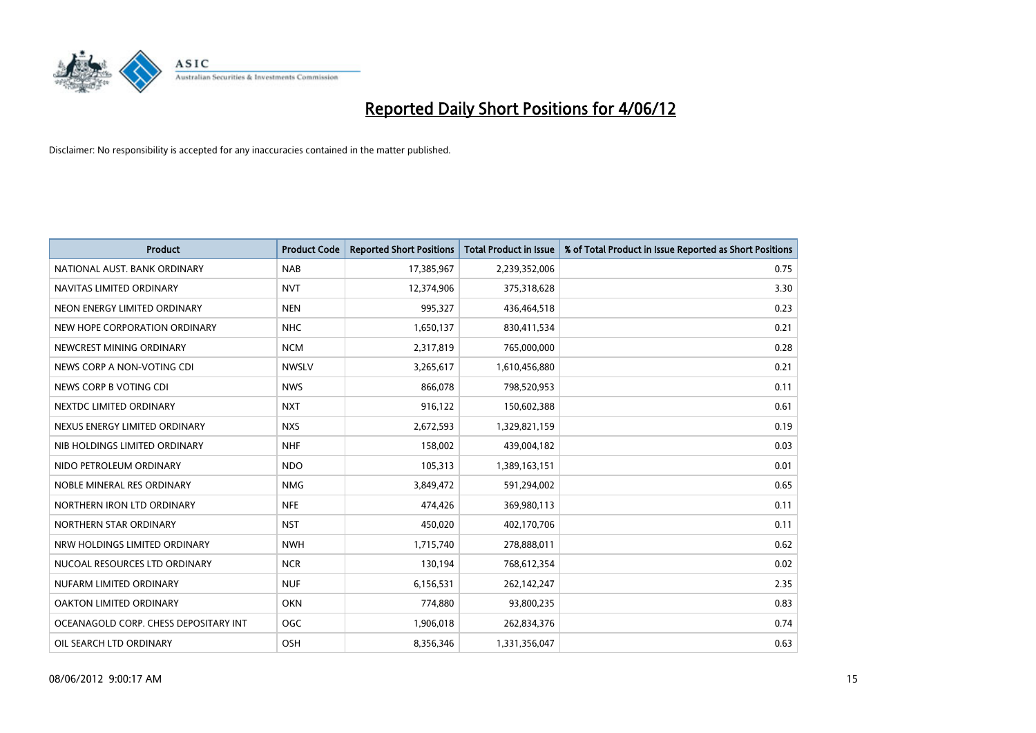# Reported Daily Short Positions for 4/06/12

Disclaimer: No responsibility is accepted for any inaccuracies contained in the matter published.

| Product | Product Code | Reported Short Positions | Total Product in Issue | % of Total Product in Issue Reported as Short Positions |
|---|---|---|---|---|
| NATIONAL AUST. BANK ORDINARY | NAB | 17,385,967 | 2,239,352,006 | 0.75 |
| NAVITAS LIMITED ORDINARY | NVT | 12,374,906 | 375,318,628 | 3.30 |
| NEON ENERGY LIMITED ORDINARY | NEN | 995,327 | 436,464,518 | 0.23 |
| NEW HOPE CORPORATION ORDINARY | NHC | 1,650,137 | 830,411,534 | 0.21 |
| NEWCREST MINING ORDINARY | NCM | 2,317,819 | 765,000,000 | 0.28 |
| NEWS CORP A NON-VOTING CDI | NWSLV | 3,265,617 | 1,610,456,880 | 0.21 |
| NEWS CORP B VOTING CDI | NWS | 866,078 | 798,520,953 | 0.11 |
| NEXTDC LIMITED ORDINARY | NXT | 916,122 | 150,602,388 | 0.61 |
| NEXUS ENERGY LIMITED ORDINARY | NXS | 2,672,593 | 1,329,821,159 | 0.19 |
| NIB HOLDINGS LIMITED ORDINARY | NHF | 158,002 | 439,004,182 | 0.03 |
| NIDO PETROLEUM ORDINARY | NDO | 105,313 | 1,389,163,151 | 0.01 |
| NOBLE MINERAL RES ORDINARY | NMG | 3,849,472 | 591,294,002 | 0.65 |
| NORTHERN IRON LTD ORDINARY | NFE | 474,426 | 369,980,113 | 0.11 |
| NORTHERN STAR ORDINARY | NST | 450,020 | 402,170,706 | 0.11 |
| NRW HOLDINGS LIMITED ORDINARY | NWH | 1,715,740 | 278,888,011 | 0.62 |
| NUCOAL RESOURCES LTD ORDINARY | NCR | 130,194 | 768,612,354 | 0.02 |
| NUFARM LIMITED ORDINARY | NUF | 6,156,531 | 262,142,247 | 2.35 |
| OAKTON LIMITED ORDINARY | OKN | 774,880 | 93,800,235 | 0.83 |
| OCEANAGOLD CORP. CHESS DEPOSITARY INT | OGC | 1,906,018 | 262,834,376 | 0.74 |
| OIL SEARCH LTD ORDINARY | OSH | 8,356,346 | 1,331,356,047 | 0.63 |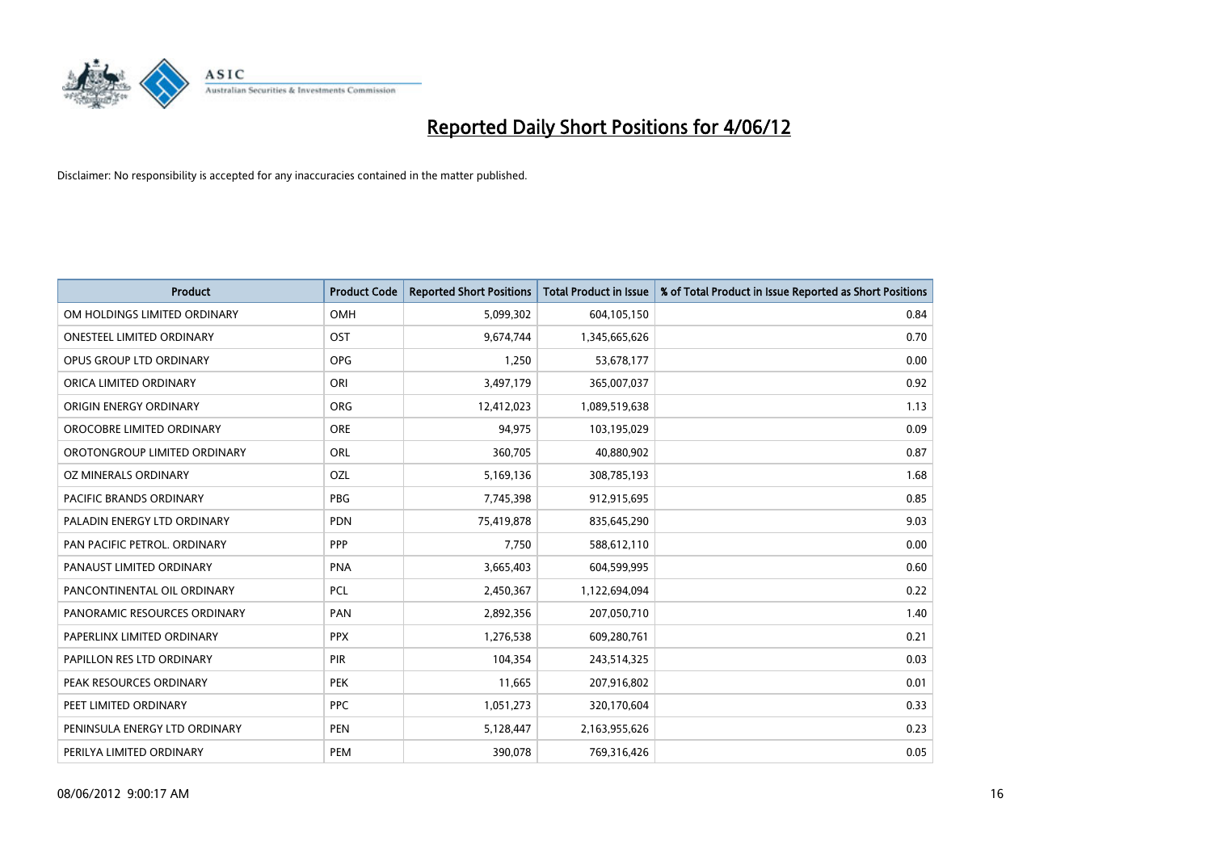# Reported Daily Short Positions for 4/06/12

Disclaimer: No responsibility is accepted for any inaccuracies contained in the matter published.

| Product | Product Code | Reported Short Positions | Total Product in Issue | % of Total Product in Issue Reported as Short Positions |
|---|---|---|---|---|
| OM HOLDINGS LIMITED ORDINARY | OMH | 5,099,302 | 604,105,150 | 0.84 |
| ONESTEEL LIMITED ORDINARY | OST | 9,674,744 | 1,345,665,626 | 0.70 |
| OPUS GROUP LTD ORDINARY | OPG | 1,250 | 53,678,177 | 0.00 |
| ORICA LIMITED ORDINARY | ORI | 3,497,179 | 365,007,037 | 0.92 |
| ORIGIN ENERGY ORDINARY | ORG | 12,412,023 | 1,089,519,638 | 1.13 |
| OROCOBRE LIMITED ORDINARY | ORE | 94,975 | 103,195,029 | 0.09 |
| OROTONGROUP LIMITED ORDINARY | ORL | 360,705 | 40,880,902 | 0.87 |
| OZ MINERALS ORDINARY | OZL | 5,169,136 | 308,785,193 | 1.68 |
| PACIFIC BRANDS ORDINARY | PBG | 7,745,398 | 912,915,695 | 0.85 |
| PALADIN ENERGY LTD ORDINARY | PDN | 75,419,878 | 835,645,290 | 9.03 |
| PAN PACIFIC PETROL. ORDINARY | PPP | 7,750 | 588,612,110 | 0.00 |
| PANAUST LIMITED ORDINARY | PNA | 3,665,403 | 604,599,995 | 0.60 |
| PANCONTINENTAL OIL ORDINARY | PCL | 2,450,367 | 1,122,694,094 | 0.22 |
| PANORAMIC RESOURCES ORDINARY | PAN | 2,892,356 | 207,050,710 | 1.40 |
| PAPERLINX LIMITED ORDINARY | PPX | 1,276,538 | 609,280,761 | 0.21 |
| PAPILLON RES LTD ORDINARY | PIR | 104,354 | 243,514,325 | 0.03 |
| PEAK RESOURCES ORDINARY | PEK | 11,665 | 207,916,802 | 0.01 |
| PEET LIMITED ORDINARY | PPC | 1,051,273 | 320,170,604 | 0.33 |
| PENINSULA ENERGY LTD ORDINARY | PEN | 5,128,447 | 2,163,955,626 | 0.23 |
| PERILYA LIMITED ORDINARY | PEM | 390,078 | 769,316,426 | 0.05 |

08/06/2012 9:00:17 AM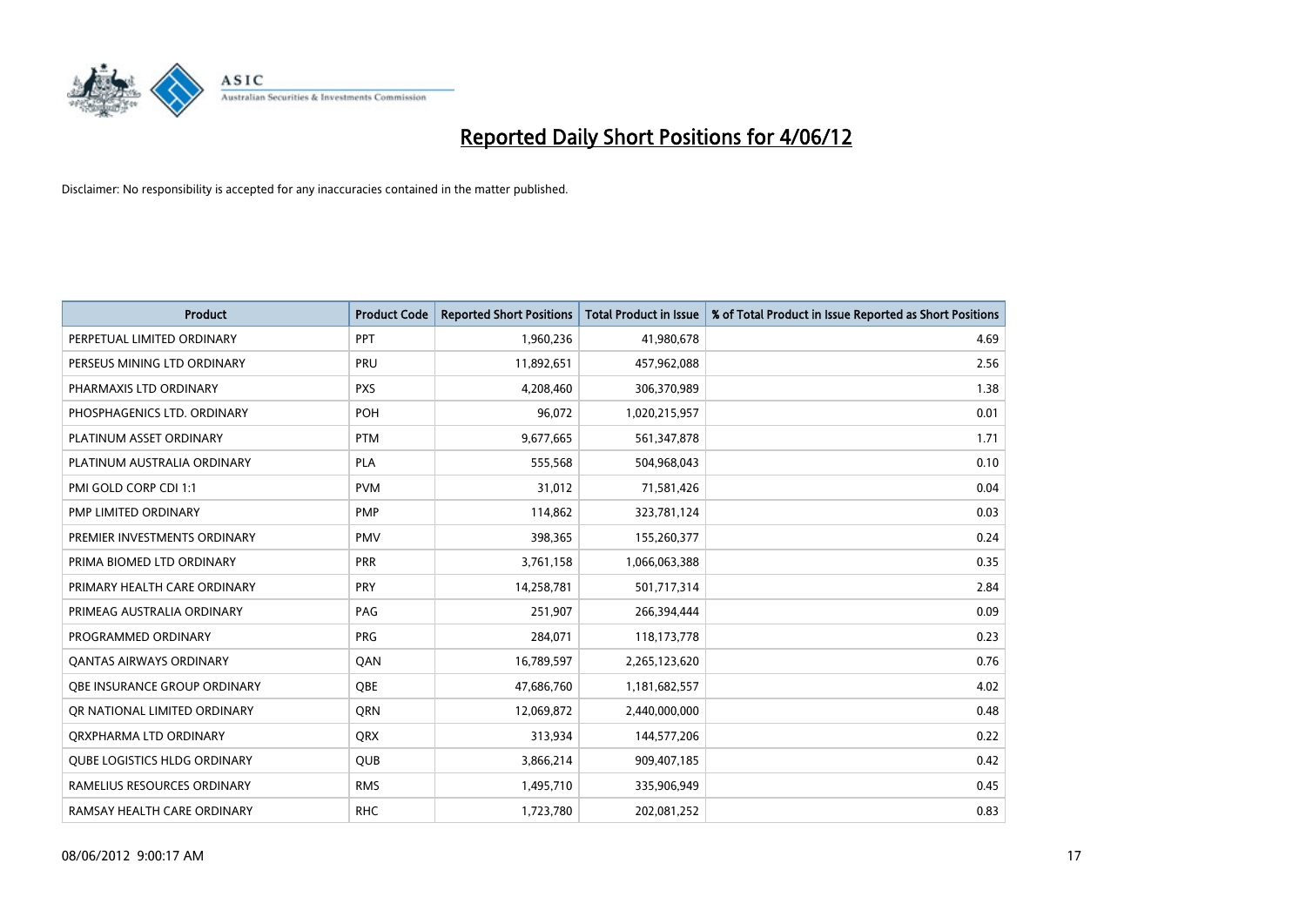# Reported Daily Short Positions for 4/06/12

Disclaimer: No responsibility is accepted for any inaccuracies contained in the matter published.

| Product | Product Code | Reported Short Positions | Total Product in Issue | % of Total Product in Issue Reported as Short Positions |
|---|---|---|---|---|
| PERPETUAL LIMITED ORDINARY | PPT | 1,960,236 | 41,980,678 | 4.69 |
| PERSEUS MINING LTD ORDINARY | PRU | 11,892,651 | 457,962,088 | 2.56 |
| PHARMAXIS LTD ORDINARY | PXS | 4,208,460 | 306,370,989 | 1.38 |
| PHOSPHAGENICS LTD. ORDINARY | POH | 96,072 | 1,020,215,957 | 0.01 |
| PLATINUM ASSET ORDINARY | PTM | 9,677,665 | 561,347,878 | 1.71 |
| PLATINUM AUSTRALIA ORDINARY | PLA | 555,568 | 504,968,043 | 0.10 |
| PMI GOLD CORP CDI 1:1 | PVM | 31,012 | 71,581,426 | 0.04 |
| PMP LIMITED ORDINARY | PMP | 114,862 | 323,781,124 | 0.03 |
| PREMIER INVESTMENTS ORDINARY | PMV | 398,365 | 155,260,377 | 0.24 |
| PRIMA BIOMED LTD ORDINARY | PRR | 3,761,158 | 1,066,063,388 | 0.35 |
| PRIMARY HEALTH CARE ORDINARY | PRY | 14,258,781 | 501,717,314 | 2.84 |
| PRIMEAG AUSTRALIA ORDINARY | PAG | 251,907 | 266,394,444 | 0.09 |
| PROGRAMMED ORDINARY | PRG | 284,071 | 118,173,778 | 0.23 |
| QANTAS AIRWAYS ORDINARY | QAN | 16,789,597 | 2,265,123,620 | 0.76 |
| QBE INSURANCE GROUP ORDINARY | QBE | 47,686,760 | 1,181,682,557 | 4.02 |
| QR NATIONAL LIMITED ORDINARY | QRN | 12,069,872 | 2,440,000,000 | 0.48 |
| QRXPHARMA LTD ORDINARY | QRX | 313,934 | 144,577,206 | 0.22 |
| QUBE LOGISTICS HLDG ORDINARY | QUB | 3,866,214 | 909,407,185 | 0.42 |
| RAMELIUS RESOURCES ORDINARY | RMS | 1,495,710 | 335,906,949 | 0.45 |
| RAMSAY HEALTH CARE ORDINARY | RHC | 1,723,780 | 202,081,252 | 0.83 |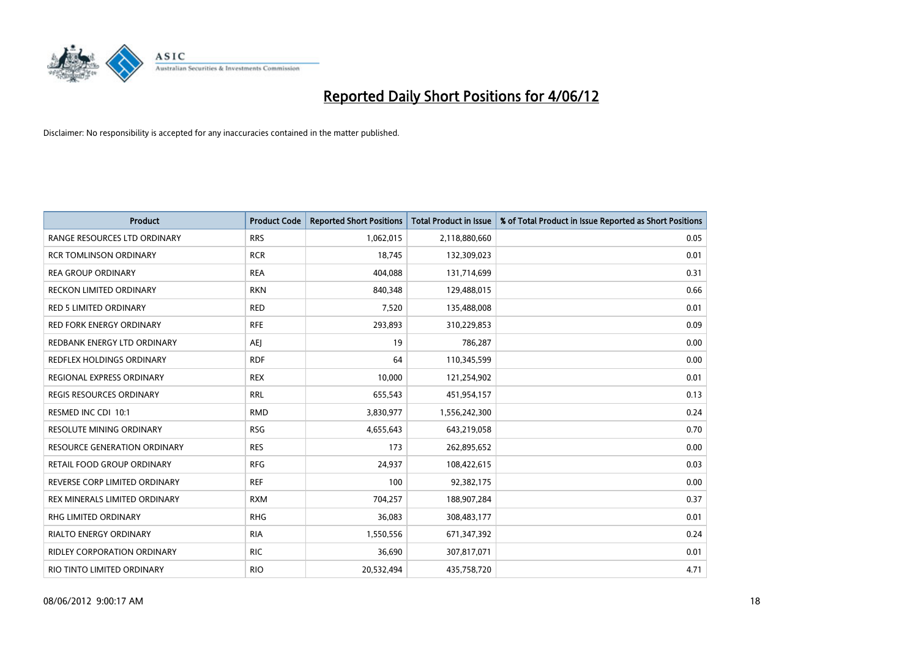# Reported Daily Short Positions for 4/06/12

Disclaimer: No responsibility is accepted for any inaccuracies contained in the matter published.

| Product | Product Code | Reported Short Positions | Total Product in Issue | % of Total Product in Issue Reported as Short Positions |
|---|---|---|---|---|
| RANGE RESOURCES LTD ORDINARY | RRS | 1,062,015 | 2,118,880,660 | 0.05 |
| RCR TOMLINSON ORDINARY | RCR | 18,745 | 132,309,023 | 0.01 |
| REA GROUP ORDINARY | REA | 404,088 | 131,714,699 | 0.31 |
| RECKON LIMITED ORDINARY | RKN | 840,348 | 129,488,015 | 0.66 |
| RED 5 LIMITED ORDINARY | RED | 7,520 | 135,488,008 | 0.01 |
| RED FORK ENERGY ORDINARY | RFE | 293,893 | 310,229,853 | 0.09 |
| REDBANK ENERGY LTD ORDINARY | AEJ | 19 | 786,287 | 0.00 |
| REDFLEX HOLDINGS ORDINARY | RDF | 64 | 110,345,599 | 0.00 |
| REGIONAL EXPRESS ORDINARY | REX | 10,000 | 121,254,902 | 0.01 |
| REGIS RESOURCES ORDINARY | RRL | 655,543 | 451,954,157 | 0.13 |
| RESMED INC CDI 10:1 | RMD | 3,830,977 | 1,556,242,300 | 0.24 |
| RESOLUTE MINING ORDINARY | RSG | 4,655,643 | 643,219,058 | 0.70 |
| RESOURCE GENERATION ORDINARY | RES | 173 | 262,895,652 | 0.00 |
| RETAIL FOOD GROUP ORDINARY | RFG | 24,937 | 108,422,615 | 0.03 |
| REVERSE CORP LIMITED ORDINARY | REF | 100 | 92,382,175 | 0.00 |
| REX MINERALS LIMITED ORDINARY | RXM | 704,257 | 188,907,284 | 0.37 |
| RHG LIMITED ORDINARY | RHG | 36,083 | 308,483,177 | 0.01 |
| RIALTO ENERGY ORDINARY | RIA | 1,550,556 | 671,347,392 | 0.24 |
| RIDLEY CORPORATION ORDINARY | RIC | 36,690 | 307,817,071 | 0.01 |
| RIO TINTO LIMITED ORDINARY | RIO | 20,532,494 | 435,758,720 | 4.71 |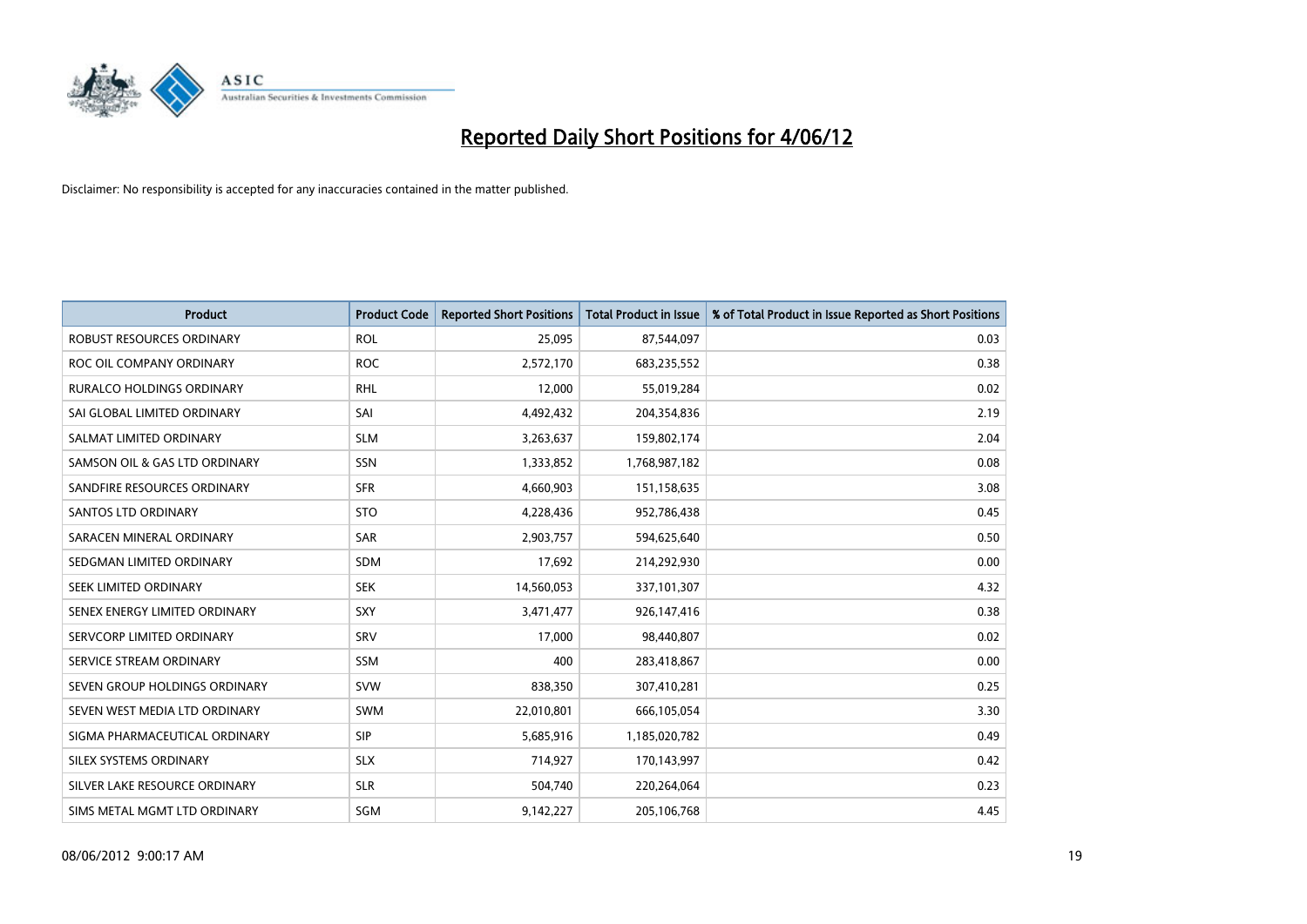# Reported Daily Short Positions for 4/06/12

Disclaimer: No responsibility is accepted for any inaccuracies contained in the matter published.

| Product | Product Code | Reported Short Positions | Total Product in Issue | % of Total Product in Issue Reported as Short Positions |
|---|---|---|---|---|
| ROBUST RESOURCES ORDINARY | ROL | 25,095 | 87,544,097 | 0.03 |
| ROC OIL COMPANY ORDINARY | ROC | 2,572,170 | 683,235,552 | 0.38 |
| RURALCO HOLDINGS ORDINARY | RHL | 12,000 | 55,019,284 | 0.02 |
| SAI GLOBAL LIMITED ORDINARY | SAI | 4,492,432 | 204,354,836 | 2.19 |
| SALMAT LIMITED ORDINARY | SLM | 3,263,637 | 159,802,174 | 2.04 |
| SAMSON OIL & GAS LTD ORDINARY | SSN | 1,333,852 | 1,768,987,182 | 0.08 |
| SANDFIRE RESOURCES ORDINARY | SFR | 4,660,903 | 151,158,635 | 3.08 |
| SANTOS LTD ORDINARY | STO | 4,228,436 | 952,786,438 | 0.45 |
| SARACEN MINERAL ORDINARY | SAR | 2,903,757 | 594,625,640 | 0.50 |
| SEDGMAN LIMITED ORDINARY | SDM | 17,692 | 214,292,930 | 0.00 |
| SEEK LIMITED ORDINARY | SEK | 14,560,053 | 337,101,307 | 4.32 |
| SENEX ENERGY LIMITED ORDINARY | SXY | 3,471,477 | 926,147,416 | 0.38 |
| SERVCORP LIMITED ORDINARY | SRV | 17,000 | 98,440,807 | 0.02 |
| SERVICE STREAM ORDINARY | SSM | 400 | 283,418,867 | 0.00 |
| SEVEN GROUP HOLDINGS ORDINARY | SVW | 838,350 | 307,410,281 | 0.25 |
| SEVEN WEST MEDIA LTD ORDINARY | SWM | 22,010,801 | 666,105,054 | 3.30 |
| SIGMA PHARMACEUTICAL ORDINARY | SIP | 5,685,916 | 1,185,020,782 | 0.49 |
| SILEX SYSTEMS ORDINARY | SLX | 714,927 | 170,143,997 | 0.42 |
| SILVER LAKE RESOURCE ORDINARY | SLR | 504,740 | 220,264,064 | 0.23 |
| SIMS METAL MGMT LTD ORDINARY | SGM | 9,142,227 | 205,106,768 | 4.45 |

08/06/2012 9:00:17 AM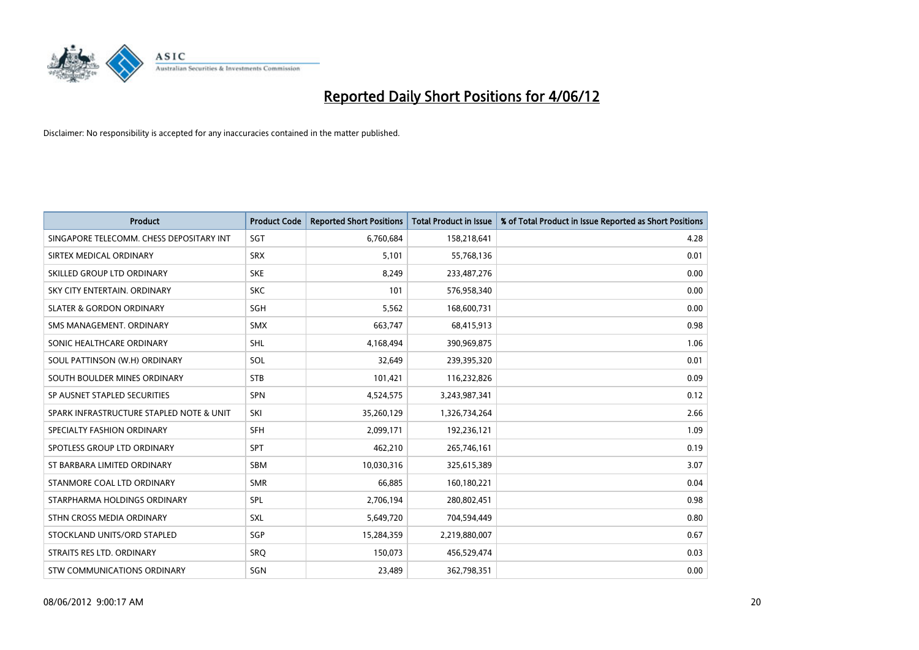# Reported Daily Short Positions for 4/06/12

Disclaimer: No responsibility is accepted for any inaccuracies contained in the matter published.

| Product | Product Code | Reported Short Positions | Total Product in Issue | % of Total Product in Issue Reported as Short Positions |
|---|---|---|---|---|
| SINGAPORE TELECOMM. CHESS DEPOSITARY INT | SGT | 6,760,684 | 158,218,641 | 4.28 |
| SIRTEX MEDICAL ORDINARY | SRX | 5,101 | 55,768,136 | 0.01 |
| SKILLED GROUP LTD ORDINARY | SKE | 8,249 | 233,487,276 | 0.00 |
| SKY CITY ENTERTAIN. ORDINARY | SKC | 101 | 576,958,340 | 0.00 |
| SLATER & GORDON ORDINARY | SGH | 5,562 | 168,600,731 | 0.00 |
| SMS MANAGEMENT. ORDINARY | SMX | 663,747 | 68,415,913 | 0.98 |
| SONIC HEALTHCARE ORDINARY | SHL | 4,168,494 | 390,969,875 | 1.06 |
| SOUL PATTINSON (W.H) ORDINARY | SOL | 32,649 | 239,395,320 | 0.01 |
| SOUTH BOULDER MINES ORDINARY | STB | 101,421 | 116,232,826 | 0.09 |
| SP AUSNET STAPLED SECURITIES | SPN | 4,524,575 | 3,243,987,341 | 0.12 |
| SPARK INFRASTRUCTURE STAPLED NOTE & UNIT | SKI | 35,260,129 | 1,326,734,264 | 2.66 |
| SPECIALTY FASHION ORDINARY | SFH | 2,099,171 | 192,236,121 | 1.09 |
| SPOTLESS GROUP LTD ORDINARY | SPT | 462,210 | 265,746,161 | 0.19 |
| ST BARBARA LIMITED ORDINARY | SBM | 10,030,316 | 325,615,389 | 3.07 |
| STANMORE COAL LTD ORDINARY | SMR | 66,885 | 160,180,221 | 0.04 |
| STARPHARMA HOLDINGS ORDINARY | SPL | 2,706,194 | 280,802,451 | 0.98 |
| STHN CROSS MEDIA ORDINARY | SXL | 5,649,720 | 704,594,449 | 0.80 |
| STOCKLAND UNITS/ORD STAPLED | SGP | 15,284,359 | 2,219,880,007 | 0.67 |
| STRAITS RES LTD. ORDINARY | SRQ | 150,073 | 456,529,474 | 0.03 |
| STW COMMUNICATIONS ORDINARY | SGN | 23,489 | 362,798,351 | 0.00 |

08/06/2012 9:00:17 AM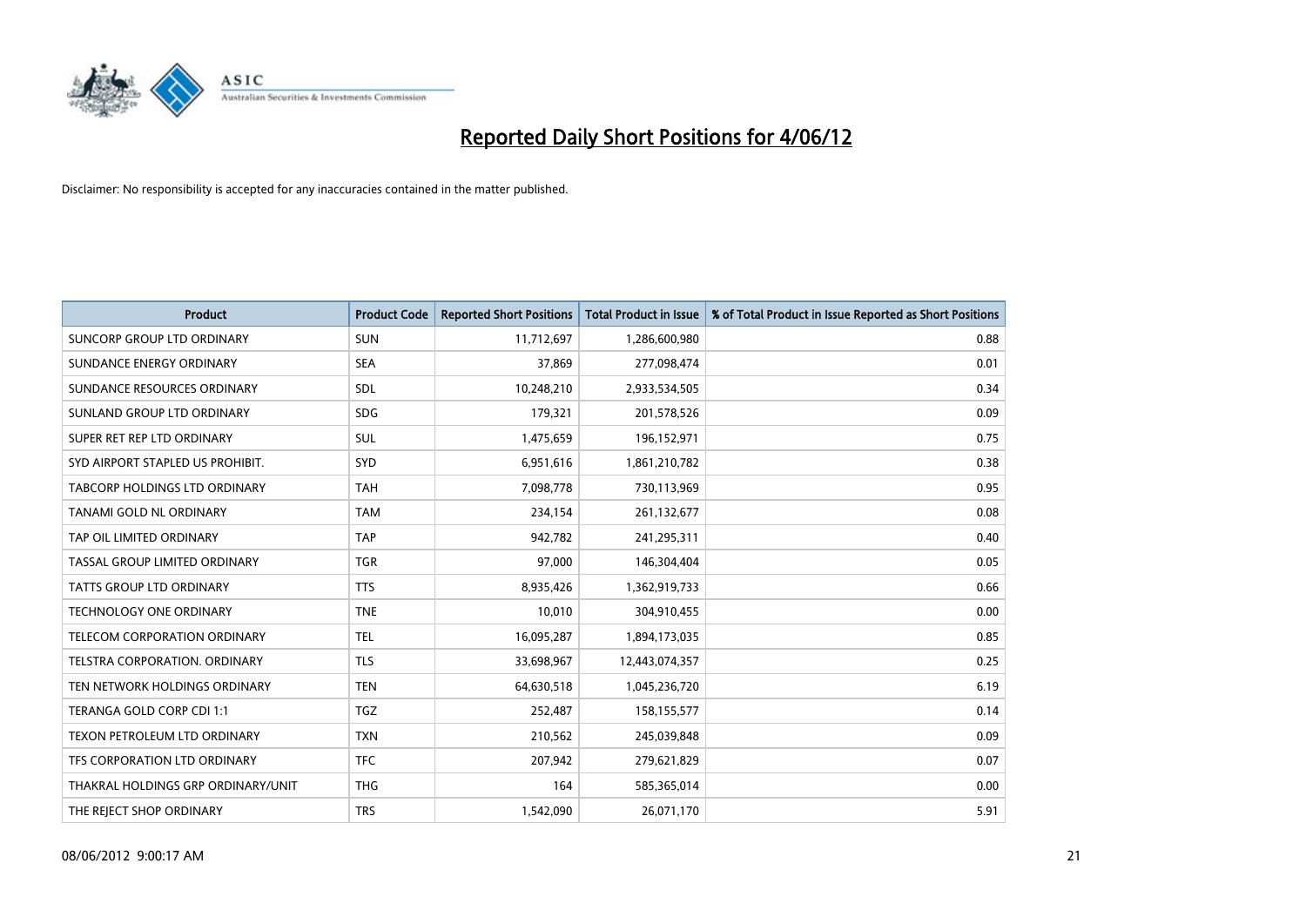# Reported Daily Short Positions for 4/06/12

Disclaimer: No responsibility is accepted for any inaccuracies contained in the matter published.

| Product | Product Code | Reported Short Positions | Total Product in Issue | % of Total Product in Issue Reported as Short Positions |
|---|---|---|---|---|
| SUNCORP GROUP LTD ORDINARY | SUN | 11,712,697 | 1,286,600,980 | 0.88 |
| SUNDANCE ENERGY ORDINARY | SEA | 37,869 | 277,098,474 | 0.01 |
| SUNDANCE RESOURCES ORDINARY | SDL | 10,248,210 | 2,933,534,505 | 0.34 |
| SUNLAND GROUP LTD ORDINARY | SDG | 179,321 | 201,578,526 | 0.09 |
| SUPER RET REP LTD ORDINARY | SUL | 1,475,659 | 196,152,971 | 0.75 |
| SYD AIRPORT STAPLED US PROHIBIT. | SYD | 6,951,616 | 1,861,210,782 | 0.38 |
| TABCORP HOLDINGS LTD ORDINARY | TAH | 7,098,778 | 730,113,969 | 0.95 |
| TANAMI GOLD NL ORDINARY | TAM | 234,154 | 261,132,677 | 0.08 |
| TAP OIL LIMITED ORDINARY | TAP | 942,782 | 241,295,311 | 0.40 |
| TASSAL GROUP LIMITED ORDINARY | TGR | 97,000 | 146,304,404 | 0.05 |
| TATTS GROUP LTD ORDINARY | TTS | 8,935,426 | 1,362,919,733 | 0.66 |
| TECHNOLOGY ONE ORDINARY | TNE | 10,010 | 304,910,455 | 0.00 |
| TELECOM CORPORATION ORDINARY | TEL | 16,095,287 | 1,894,173,035 | 0.85 |
| TELSTRA CORPORATION. ORDINARY | TLS | 33,698,967 | 12,443,074,357 | 0.25 |
| TEN NETWORK HOLDINGS ORDINARY | TEN | 64,630,518 | 1,045,236,720 | 6.19 |
| TERANGA GOLD CORP CDI 1:1 | TGZ | 252,487 | 158,155,577 | 0.14 |
| TEXON PETROLEUM LTD ORDINARY | TXN | 210,562 | 245,039,848 | 0.09 |
| TFS CORPORATION LTD ORDINARY | TFC | 207,942 | 279,621,829 | 0.07 |
| THAKRAL HOLDINGS GRP ORDINARY/UNIT | THG | 164 | 585,365,014 | 0.00 |
| THE REJECT SHOP ORDINARY | TRS | 1,542,090 | 26,071,170 | 5.91 |

08/06/2012 9:00:17 AM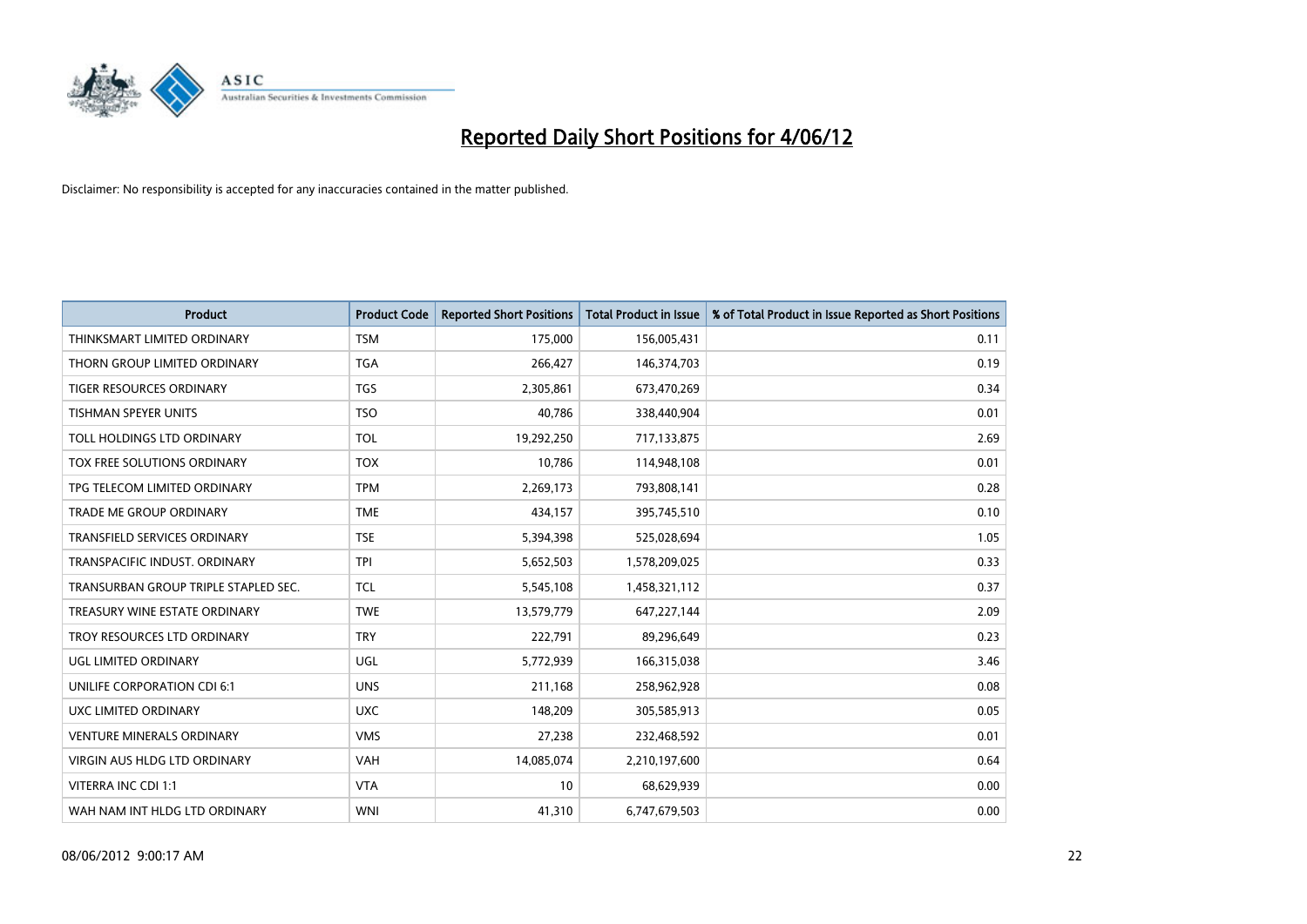# Reported Daily Short Positions for 4/06/12

Disclaimer: No responsibility is accepted for any inaccuracies contained in the matter published.

| Product | Product Code | Reported Short Positions | Total Product in Issue | % of Total Product in Issue Reported as Short Positions |
|---|---|---|---|---|
| THINKSMART LIMITED ORDINARY | TSM | 175,000 | 156,005,431 | 0.11 |
| THORN GROUP LIMITED ORDINARY | TGA | 266,427 | 146,374,703 | 0.19 |
| TIGER RESOURCES ORDINARY | TGS | 2,305,861 | 673,470,269 | 0.34 |
| TISHMAN SPEYER UNITS | TSO | 40,786 | 338,440,904 | 0.01 |
| TOLL HOLDINGS LTD ORDINARY | TOL | 19,292,250 | 717,133,875 | 2.69 |
| TOX FREE SOLUTIONS ORDINARY | TOX | 10,786 | 114,948,108 | 0.01 |
| TPG TELECOM LIMITED ORDINARY | TPM | 2,269,173 | 793,808,141 | 0.28 |
| TRADE ME GROUP ORDINARY | TME | 434,157 | 395,745,510 | 0.10 |
| TRANSFIELD SERVICES ORDINARY | TSE | 5,394,398 | 525,028,694 | 1.05 |
| TRANSPACIFIC INDUST. ORDINARY | TPI | 5,652,503 | 1,578,209,025 | 0.33 |
| TRANSURBAN GROUP TRIPLE STAPLED SEC. | TCL | 5,545,108 | 1,458,321,112 | 0.37 |
| TREASURY WINE ESTATE ORDINARY | TWE | 13,579,779 | 647,227,144 | 2.09 |
| TROY RESOURCES LTD ORDINARY | TRY | 222,791 | 89,296,649 | 0.23 |
| UGL LIMITED ORDINARY | UGL | 5,772,939 | 166,315,038 | 3.46 |
| UNILIFE CORPORATION CDI 6:1 | UNS | 211,168 | 258,962,928 | 0.08 |
| UXC LIMITED ORDINARY | UXC | 148,209 | 305,585,913 | 0.05 |
| VENTURE MINERALS ORDINARY | VMS | 27,238 | 232,468,592 | 0.01 |
| VIRGIN AUS HLDG LTD ORDINARY | VAH | 14,085,074 | 2,210,197,600 | 0.64 |
| VITERRA INC CDI 1:1 | VTA | 10 | 68,629,939 | 0.00 |
| WAH NAM INT HLDG LTD ORDINARY | WNI | 41,310 | 6,747,679,503 | 0.00 |

08/06/2012 9:00:17 AM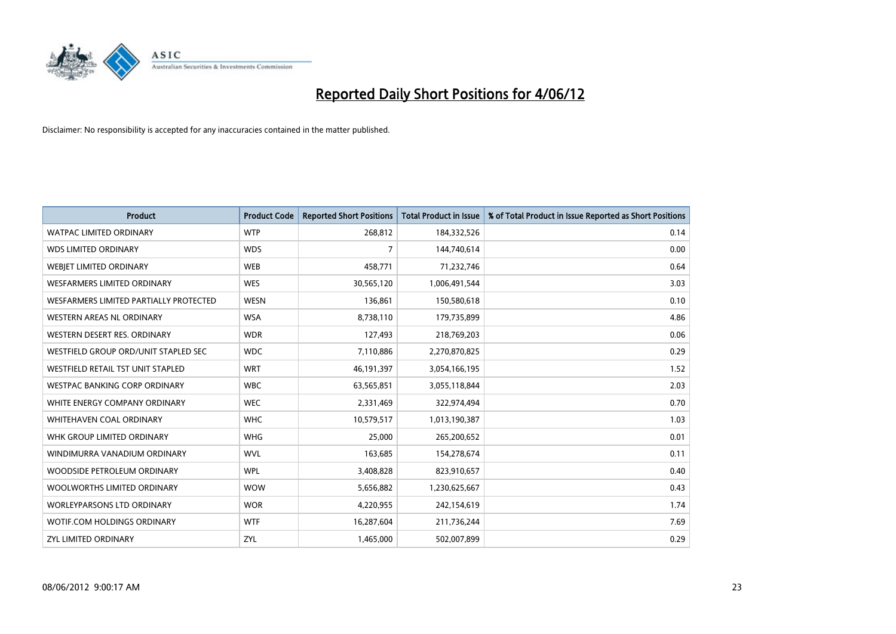# Reported Daily Short Positions for 4/06/12

Disclaimer: No responsibility is accepted for any inaccuracies contained in the matter published.

| Product | Product Code | Reported Short Positions | Total Product in Issue | % of Total Product in Issue Reported as Short Positions |
| --- | --- | --- | --- | --- |
| WATPAC LIMITED ORDINARY | WTP | 268,812 | 184,332,526 | 0.14 |
| WDS LIMITED ORDINARY | WDS | 7 | 144,740,614 | 0.00 |
| WEBJET LIMITED ORDINARY | WEB | 458,771 | 71,232,746 | 0.64 |
| WESFARMERS LIMITED ORDINARY | WES | 30,565,120 | 1,006,491,544 | 3.03 |
| WESFARMERS LIMITED PARTIALLY PROTECTED | WESN | 136,861 | 150,580,618 | 0.10 |
| WESTERN AREAS NL ORDINARY | WSA | 8,738,110 | 179,735,899 | 4.86 |
| WESTERN DESERT RES. ORDINARY | WDR | 127,493 | 218,769,203 | 0.06 |
| WESTFIELD GROUP ORD/UNIT STAPLED SEC | WDC | 7,110,886 | 2,270,870,825 | 0.29 |
| WESTFIELD RETAIL TST UNIT STAPLED | WRT | 46,191,397 | 3,054,166,195 | 1.52 |
| WESTPAC BANKING CORP ORDINARY | WBC | 63,565,851 | 3,055,118,844 | 2.03 |
| WHITE ENERGY COMPANY ORDINARY | WEC | 2,331,469 | 322,974,494 | 0.70 |
| WHITEHAVEN COAL ORDINARY | WHC | 10,579,517 | 1,013,190,387 | 1.03 |
| WHK GROUP LIMITED ORDINARY | WHG | 25,000 | 265,200,652 | 0.01 |
| WINDIMURRA VANADIUM ORDINARY | WVL | 163,685 | 154,278,674 | 0.11 |
| WOODSIDE PETROLEUM ORDINARY | WPL | 3,408,828 | 823,910,657 | 0.40 |
| WOOLWORTHS LIMITED ORDINARY | WOW | 5,656,882 | 1,230,625,667 | 0.43 |
| WORLEYPARSONS LTD ORDINARY | WOR | 4,220,955 | 242,154,619 | 1.74 |
| WOTIF.COM HOLDINGS ORDINARY | WTF | 16,287,604 | 211,736,244 | 7.69 |
| ZYL LIMITED ORDINARY | ZYL | 1,465,000 | 502,007,899 | 0.29 |

08/06/2012 9:00:17 AM